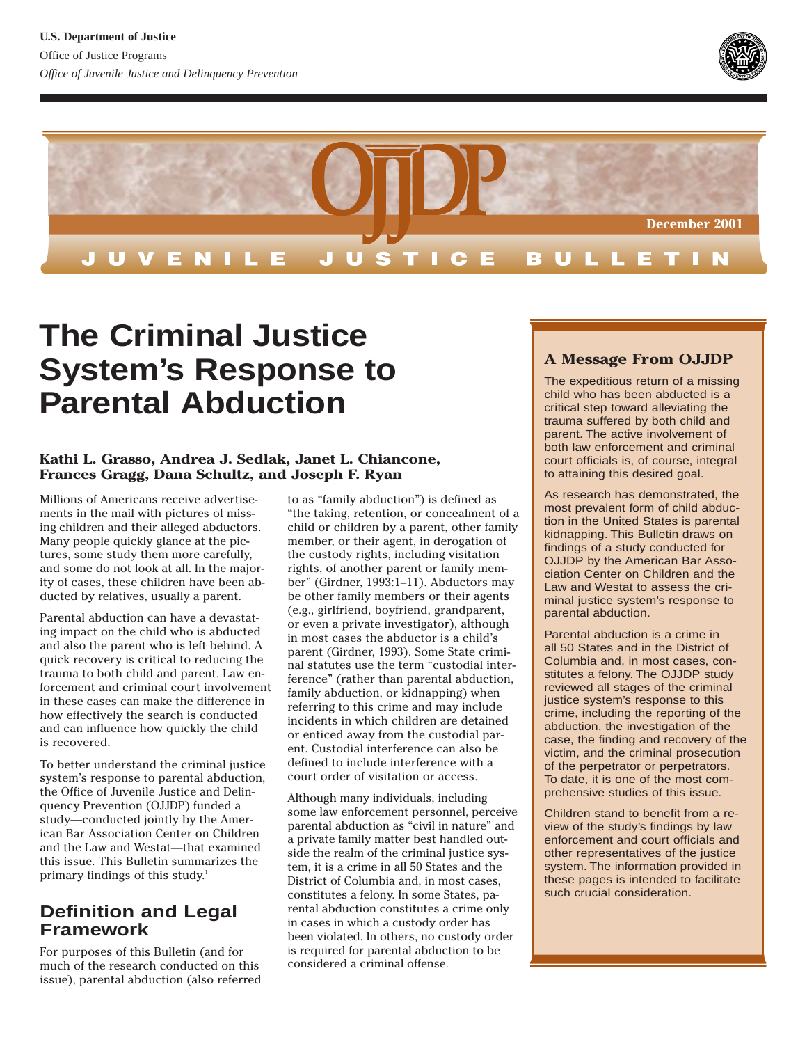U.S. Department of Justice

Office of Justice Programs

*Office of Juvenile Justice and Delinquency Prevention*

OJJDP

December 2001

JUVENILE JUSTICE BULLETIN

# The Criminal Justice System's Response to Parental Abduction

**Kathi L. Grasso, Andrea J. Sedlak, Janet L. Chiancone, Frances Gragg, Dana Schultz, and Joseph F. Ryan**

Millions of Americans receive advertisements in the mail with pictures of missing children and their alleged abductors. Many people quickly glance at the pictures, some study them more carefully, and some do not look at all. In the majority of cases, these children have been abducted by relatives, usually a parent.

Parental abduction can have a devastating impact on the child who is abducted and also the parent who is left behind. A quick recovery is critical to reducing the trauma to both child and parent. Law enforcement and criminal court involvement in these cases can make the difference in how effectively the search is conducted and can influence how quickly the child is recovered.

To better understand the criminal justice system's response to parental abduction, the Office of Juvenile Justice and Delinquency Prevention (OJJDP) funded a study—conducted jointly by the American Bar Association Center on Children and the Law and Westat—that examined this issue. This Bulletin summarizes the primary findings of this study.[1]

## Definition and Legal Framework

For purposes of this Bulletin (and for much of the research conducted on this issue), parental abduction (also referred to as "family abduction") is defined as "the taking, retention, or concealment of a child or children by a parent, other family member, or their agent, in derogation of the custody rights, including visitation rights, of another parent or family member" (Girdner, 1993:1–11). Abductors may be other family members or their agents (e.g., girlfriend, boyfriend, grandparent, or even a private investigator), although in most cases the abductor is a child's parent (Girdner, 1993). Some State criminal statutes use the term "custodial interference" (rather than parental abduction, family abduction, or kidnapping) when referring to this crime and may include incidents in which children are detained or enticed away from the custodial parent. Custodial interference can also be defined to include interference with a court order of visitation or access.

Although many individuals, including some law enforcement personnel, perceive parental abduction as "civil in nature" and a private family matter best handled outside the realm of the criminal justice system, it is a crime in all 50 States and the District of Columbia and, in most cases, constitutes a felony. In some States, parental abduction constitutes a crime only in cases in which a custody order has been violated. In others, no custody order is required for parental abduction to be considered a criminal offense.

### A Message From OJJDP

The expeditious return of a missing child who has been abducted is a critical step toward alleviating the trauma suffered by both child and parent. The active involvement of both law enforcement and criminal court officials is, of course, integral to attaining this desired goal.

As research has demonstrated, the most prevalent form of child abduction in the United States is parental kidnapping. This Bulletin draws on findings of a study conducted for OJJDP by the American Bar Association Center on Children and the Law and Westat to assess the criminal justice system's response to parental abduction.

Parental abduction is a crime in all 50 States and in the District of Columbia and, in most cases, constitutes a felony. The OJJDP study reviewed all stages of the criminal justice system's response to this crime, including the reporting of the abduction, the investigation of the case, the finding and recovery of the victim, and the criminal prosecution of the perpetrator or perpetrators. To date, it is one of the most comprehensive studies of this issue.

Children stand to benefit from a review of the study's findings by law enforcement and court officials and other representatives of the justice system. The information provided in these pages is intended to facilitate such crucial consideration.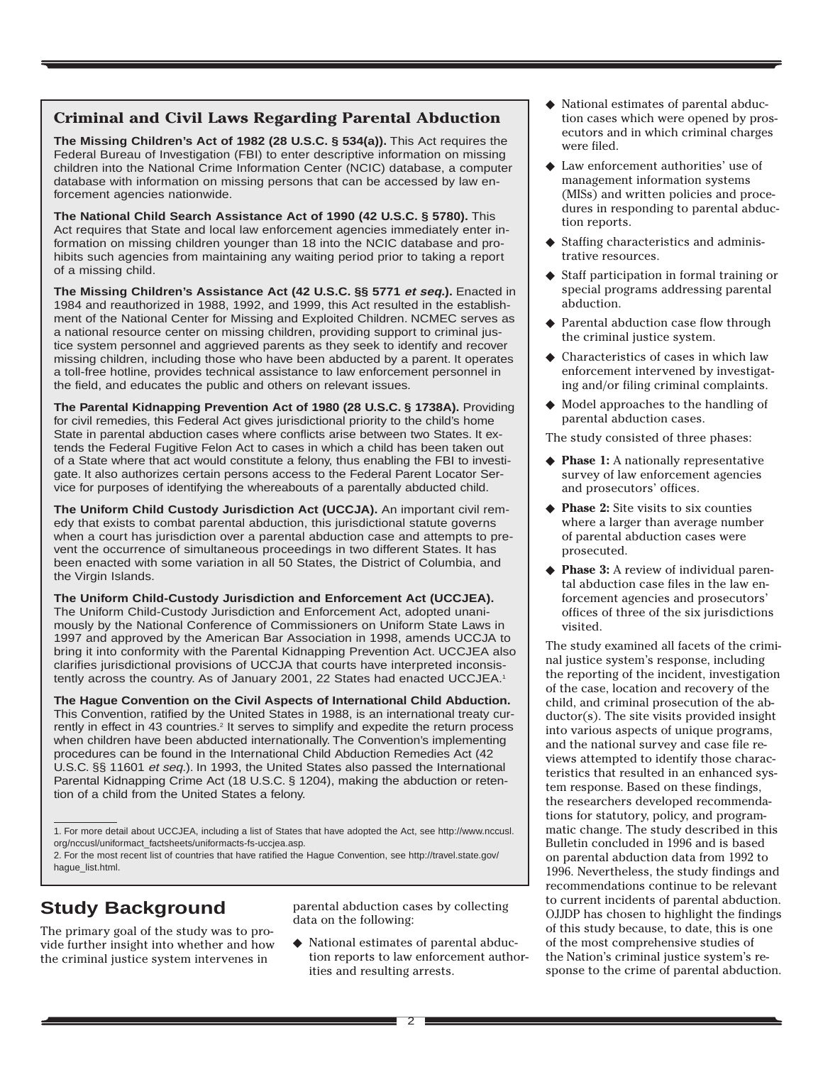### Criminal and Civil Laws Regarding Parental Abduction

**The Missing Children's Act of 1982 (28 U.S.C. § 534(a)).** This Act requires the Federal Bureau of Investigation (FBI) to enter descriptive information on missing children into the National Crime Information Center (NCIC) database, a computer database with information on missing persons that can be accessed by law enforcement agencies nationwide.

**The National Child Search Assistance Act of 1990 (42 U.S.C. § 5780).** This Act requires that State and local law enforcement agencies immediately enter information on missing children younger than 18 into the NCIC database and prohibits such agencies from maintaining any waiting period prior to taking a report of a missing child.

**The Missing Children's Assistance Act (42 U.S.C. §§ 5771 *et seq.*).** Enacted in 1984 and reauthorized in 1988, 1992, and 1999, this Act resulted in the establishment of the National Center for Missing and Exploited Children. NCMEC serves as a national resource center on missing children, providing support to criminal justice system personnel and aggrieved parents as they seek to identify and recover missing children, including those who have been abducted by a parent. It operates a toll-free hotline, provides technical assistance to law enforcement personnel in the field, and educates the public and others on relevant issues.

**The Parental Kidnapping Prevention Act of 1980 (28 U.S.C. § 1738A).** Providing for civil remedies, this Federal Act gives jurisdictional priority to the child's home State in parental abduction cases where conflicts arise between two States. It extends the Federal Fugitive Felon Act to cases in which a child has been taken out of a State where that act would constitute a felony, thus enabling the FBI to investigate. It also authorizes certain persons access to the Federal Parent Locator Service for purposes of identifying the whereabouts of a parentally abducted child.

**The Uniform Child Custody Jurisdiction Act (UCCJA).** An important civil remedy that exists to combat parental abduction, this jurisdictional statute governs when a court has jurisdiction over a parental abduction case and attempts to prevent the occurrence of simultaneous proceedings in two different States. It has been enacted with some variation in all 50 States, the District of Columbia, and the Virgin Islands.

**The Uniform Child-Custody Jurisdiction and Enforcement Act (UCCJEA).** The Uniform Child-Custody Jurisdiction and Enforcement Act, adopted unanimously by the National Conference of Commissioners on Uniform State Laws in 1997 and approved by the American Bar Association in 1998, amends UCCJA to bring it into conformity with the Parental Kidnapping Prevention Act. UCCJEA also clarifies jurisdictional provisions of UCCJA that courts have interpreted inconsistently across the country. As of January 2001, 22 States had enacted UCCJEA.[1]

**The Hague Convention on the Civil Aspects of International Child Abduction.** This Convention, ratified by the United States in 1988, is an international treaty currently in effect in 43 countries.[2] It serves to simplify and expedite the return process when children have been abducted internationally. The Convention's implementing procedures can be found in the International Child Abduction Remedies Act (42 U.S.C. §§ 11601 *et seq.*). In 1993, the United States also passed the International Parental Kidnapping Crime Act (18 U.S.C. § 1204), making the abduction or retention of a child from the United States a felony.

1. For more detail about UCCJEA, including a list of States that have adopted the Act, see http://www.nccusl.org/nccusl/uniformact_factsheets/uniformacts-fs-uccjea.asp.

2. For the most recent list of countries that have ratified the Hague Convention, see http://travel.state.gov/hague_list.html.

## Study Background

The primary goal of the study was to provide further insight into whether and how the criminal justice system intervenes in parental abduction cases by collecting data on the following:

- National estimates of parental abduction reports to law enforcement authorities and resulting arrests.
- National estimates of parental abduction cases which were opened by prosecutors and in which criminal charges were filed.
- Law enforcement authorities' use of management information systems (MISs) and written policies and procedures in responding to parental abduction reports.
- Staffing characteristics and administrative resources.
- Staff participation in formal training or special programs addressing parental abduction.
- Parental abduction case flow through the criminal justice system.
- Characteristics of cases in which law enforcement intervened by investigating and/or filing criminal complaints.
- Model approaches to the handling of parental abduction cases.

The study consisted of three phases:

- **Phase 1:** A nationally representative survey of law enforcement agencies and prosecutors' offices.
- **Phase 2:** Site visits to six counties where a larger than average number of parental abduction cases were prosecuted.
- **Phase 3:** A review of individual parental abduction case files in the law enforcement agencies and prosecutors' offices of three of the six jurisdictions visited.

The study examined all facets of the criminal justice system's response, including the reporting of the incident, investigation of the case, location and recovery of the child, and criminal prosecution of the abductor(s). The site visits provided insight into various aspects of unique programs, and the national survey and case file reviews attempted to identify those characteristics that resulted in an enhanced system response. Based on these findings, the researchers developed recommendations for statutory, policy, and programmatic change. The study described in this Bulletin concluded in 1996 and is based on parental abduction data from 1992 to 1996. Nevertheless, the study findings and recommendations continue to be relevant to current incidents of parental abduction. OJJDP has chosen to highlight the findings of this study because, to date, this is one of the most comprehensive studies of the Nation's criminal justice system's response to the crime of parental abduction.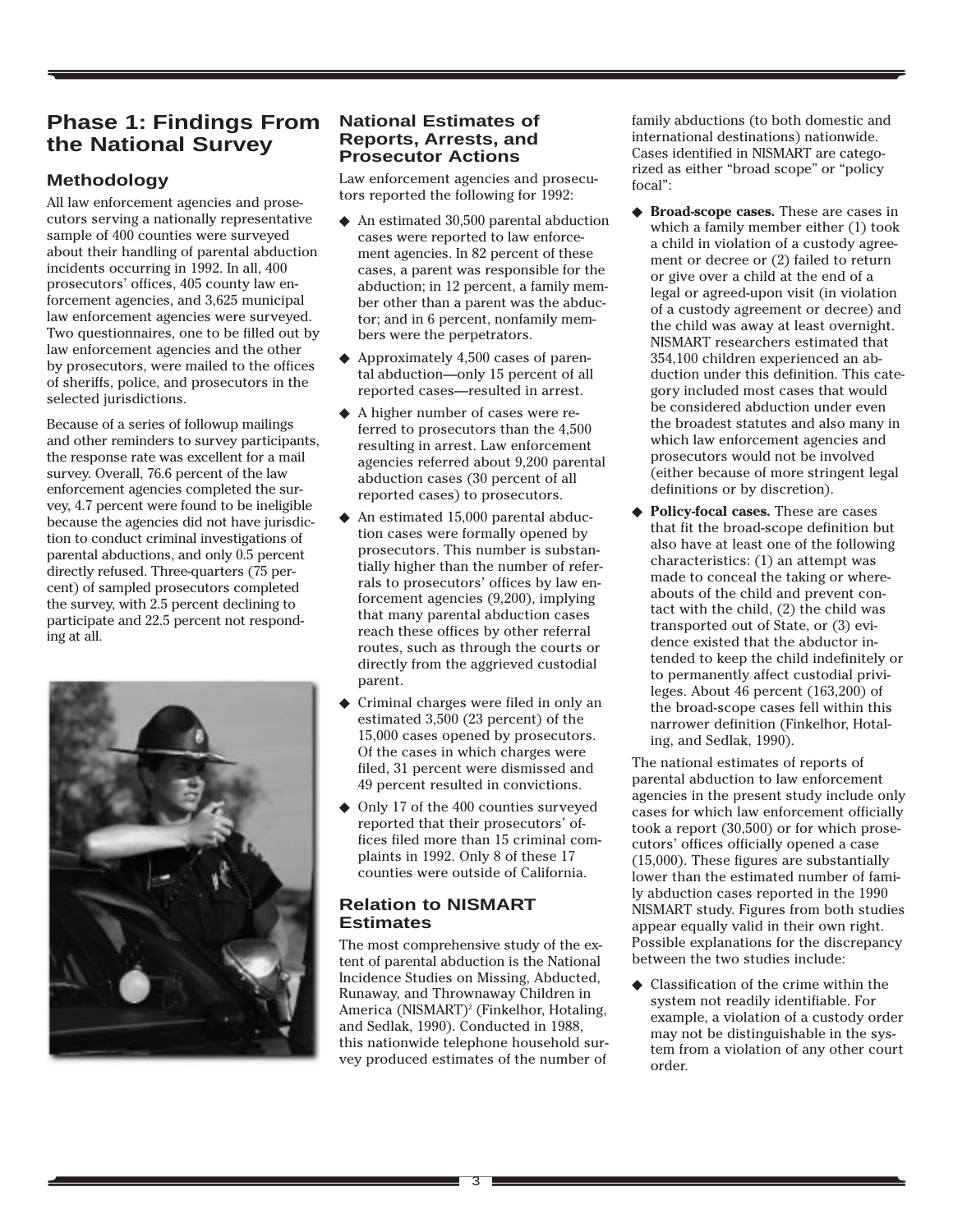## Phase 1: Findings From the National Survey

### Methodology

All law enforcement agencies and prosecutors serving a nationally representative sample of 400 counties were surveyed about their handling of parental abduction incidents occurring in 1992. In all, 400 prosecutors' offices, 405 county law enforcement agencies, and 3,625 municipal law enforcement agencies were surveyed. Two questionnaires, one to be filled out by law enforcement agencies and the other by prosecutors, were mailed to the offices of sheriffs, police, and prosecutors in the selected jurisdictions.

Because of a series of followup mailings and other reminders to survey participants, the response rate was excellent for a mail survey. Overall, 76.6 percent of the law enforcement agencies completed the survey, 4.7 percent were found to be ineligible because the agencies did not have jurisdiction to conduct criminal investigations of parental abductions, and only 0.5 percent directly refused. Three-quarters (75 percent) of sampled prosecutors completed the survey, with 2.5 percent declining to participate and 22.5 percent not responding at all.

### National Estimates of Reports, Arrests, and Prosecutor Actions

Law enforcement agencies and prosecutors reported the following for 1992:

- An estimated 30,500 parental abduction cases were reported to law enforcement agencies. In 82 percent of these cases, a parent was responsible for the abduction; in 12 percent, a family member other than a parent was the abductor; and in 6 percent, nonfamily members were the perpetrators.
- Approximately 4,500 cases of parental abduction—only 15 percent of all reported cases—resulted in arrest.
- A higher number of cases were referred to prosecutors than the 4,500 resulting in arrest. Law enforcement agencies referred about 9,200 parental abduction cases (30 percent of all reported cases) to prosecutors.
- An estimated 15,000 parental abduction cases were formally opened by prosecutors. This number is substantially higher than the number of referrals to prosecutors' offices by law enforcement agencies (9,200), implying that many parental abduction cases reach these offices by other referral routes, such as through the courts or directly from the aggrieved custodial parent.
- Criminal charges were filed in only an estimated 3,500 (23 percent) of the 15,000 cases opened by prosecutors. Of the cases in which charges were filed, 31 percent were dismissed and 49 percent resulted in convictions.
- Only 17 of the 400 counties surveyed reported that their prosecutors' offices filed more than 15 criminal complaints in 1992. Only 8 of these 17 counties were outside of California.

### Relation to NISMART Estimates

The most comprehensive study of the extent of parental abduction is the National Incidence Studies on Missing, Abducted, Runaway, and Thrownaway Children in America (NISMART)[2] (Finkelhor, Hotaling, and Sedlak, 1990). Conducted in 1988, this nationwide telephone household survey produced estimates of the number of family abductions (to both domestic and international destinations) nationwide. Cases identified in NISMART are categorized as either "broad scope" or "policy focal":

- **Broad-scope cases.** These are cases in which a family member either (1) took a child in violation of a custody agreement or decree or (2) failed to return or give over a child at the end of a legal or agreed-upon visit (in violation of a custody agreement or decree) and the child was away at least overnight. NISMART researchers estimated that 354,100 children experienced an abduction under this definition. This category included most cases that would be considered abduction under even the broadest statutes and also many in which law enforcement agencies and prosecutors would not be involved (either because of more stringent legal definitions or by discretion).
- **Policy-focal cases.** These are cases that fit the broad-scope definition but also have at least one of the following characteristics: (1) an attempt was made to conceal the taking or whereabouts of the child and prevent contact with the child, (2) the child was transported out of State, or (3) evidence existed that the abductor intended to keep the child indefinitely or to permanently affect custodial privileges. About 46 percent (163,200) of the broad-scope cases fell within this narrower definition (Finkelhor, Hotaling, and Sedlak, 1990).

The national estimates of reports of parental abduction to law enforcement agencies in the present study include only cases for which law enforcement officially took a report (30,500) or for which prosecutors' offices officially opened a case (15,000). These figures are substantially lower than the estimated number of family abduction cases reported in the 1990 NISMART study. Figures from both studies appear equally valid in their own right. Possible explanations for the discrepancy between the two studies include:

- Classification of the crime within the system not readily identifiable. For example, a violation of a custody order may not be distinguishable in the system from a violation of any other court order.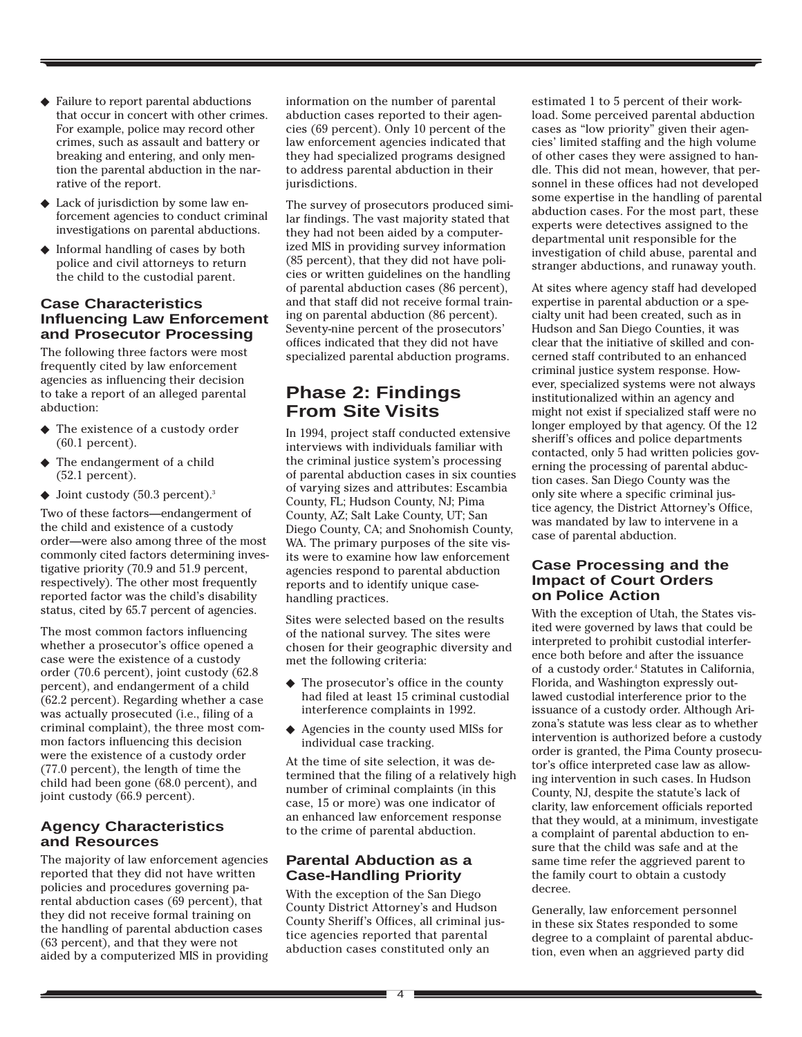- Failure to report parental abductions that occur in concert with other crimes. For example, police may record other crimes, such as assault and battery or breaking and entering, and only mention the parental abduction in the narrative of the report.
- Lack of jurisdiction by some law enforcement agencies to conduct criminal investigations on parental abductions.
- Informal handling of cases by both police and civil attorneys to return the child to the custodial parent.

### Case Characteristics Influencing Law Enforcement and Prosecutor Processing

The following three factors were most frequently cited by law enforcement agencies as influencing their decision to take a report of an alleged parental abduction:

- The existence of a custody order (60.1 percent).
- The endangerment of a child (52.1 percent).
- Joint custody (50.3 percent).[3]

Two of these factors—endangerment of the child and existence of a custody order—were also among three of the most commonly cited factors determining investigative priority (70.9 and 51.9 percent, respectively). The other most frequently reported factor was the child's disability status, cited by 65.7 percent of agencies.

The most common factors influencing whether a prosecutor's office opened a case were the existence of a custody order (70.6 percent), joint custody (62.8 percent), and endangerment of a child (62.2 percent). Regarding whether a case was actually prosecuted (i.e., filing of a criminal complaint), the three most common factors influencing this decision were the existence of a custody order (77.0 percent), the length of time the child had been gone (68.0 percent), and joint custody (66.9 percent).

### Agency Characteristics and Resources

The majority of law enforcement agencies reported that they did not have written policies and procedures governing parental abduction cases (69 percent), that they did not receive formal training on the handling of parental abduction cases (63 percent), and that they were not aided by a computerized MIS in providing information on the number of parental abduction cases reported to their agencies (69 percent). Only 10 percent of the law enforcement agencies indicated that they had specialized programs designed to address parental abduction in their jurisdictions.

The survey of prosecutors produced similar findings. The vast majority stated that they had not been aided by a computerized MIS in providing survey information (85 percent), that they did not have policies or written guidelines on the handling of parental abduction cases (86 percent), and that staff did not receive formal training on parental abduction (86 percent). Seventy-nine percent of the prosecutors' offices indicated that they did not have specialized parental abduction programs.

## Phase 2: Findings From Site Visits

In 1994, project staff conducted extensive interviews with individuals familiar with the criminal justice system's processing of parental abduction cases in six counties of varying sizes and attributes: Escambia County, FL; Hudson County, NJ; Pima County, AZ; Salt Lake County, UT; San Diego County, CA; and Snohomish County, WA. The primary purposes of the site visits were to examine how law enforcement agencies respond to parental abduction reports and to identify unique case-handling practices.

Sites were selected based on the results of the national survey. The sites were chosen for their geographic diversity and met the following criteria:

- The prosecutor's office in the county had filed at least 15 criminal custodial interference complaints in 1992.
- Agencies in the county used MISs for individual case tracking.

At the time of site selection, it was determined that the filing of a relatively high number of criminal complaints (in this case, 15 or more) was one indicator of an enhanced law enforcement response to the crime of parental abduction.

### Parental Abduction as a Case-Handling Priority

With the exception of the San Diego County District Attorney's and Hudson County Sheriff's Offices, all criminal justice agencies reported that parental abduction cases constituted only an estimated 1 to 5 percent of their workload. Some perceived parental abduction cases as "low priority" given their agencies' limited staffing and the high volume of other cases they were assigned to handle. This did not mean, however, that personnel in these offices had not developed some expertise in the handling of parental abduction cases. For the most part, these experts were detectives assigned to the departmental unit responsible for the investigation of child abuse, parental and stranger abductions, and runaway youth.

At sites where agency staff had developed expertise in parental abduction or a specialty unit had been created, such as in Hudson and San Diego Counties, it was clear that the initiative of skilled and concerned staff contributed to an enhanced criminal justice system response. However, specialized systems were not always institutionalized within an agency and might not exist if specialized staff were no longer employed by that agency. Of the 12 sheriff's offices and police departments contacted, only 5 had written policies governing the processing of parental abduction cases. San Diego County was the only site where a specific criminal justice agency, the District Attorney's Office, was mandated by law to intervene in a case of parental abduction.

### Case Processing and the Impact of Court Orders on Police Action

With the exception of Utah, the States visited were governed by laws that could be interpreted to prohibit custodial interference both before and after the issuance of a custody order.[4] Statutes in California, Florida, and Washington expressly outlawed custodial interference prior to the issuance of a custody order. Although Arizona's statute was less clear as to whether intervention is authorized before a custody order is granted, the Pima County prosecutor's office interpreted case law as allowing intervention in such cases. In Hudson County, NJ, despite the statute's lack of clarity, law enforcement officials reported that they would, at a minimum, investigate a complaint of parental abduction to ensure that the child was safe and at the same time refer the aggrieved parent to the family court to obtain a custody decree.

Generally, law enforcement personnel in these six States responded to some degree to a complaint of parental abduction, even when an aggrieved party did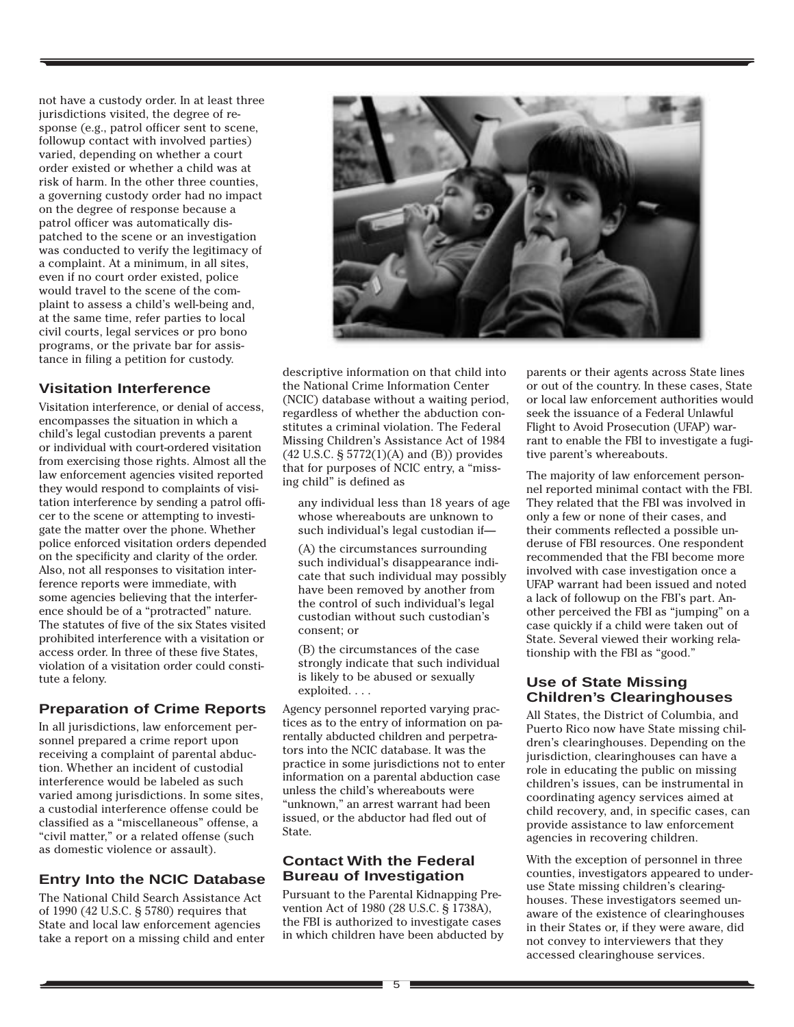not have a custody order. In at least three jurisdictions visited, the degree of response (e.g., patrol officer sent to scene, followup contact with involved parties) varied, depending on whether a court order existed or whether a child was at risk of harm. In the other three counties, a governing custody order had no impact on the degree of response because a patrol officer was automatically dispatched to the scene or an investigation was conducted to verify the legitimacy of a complaint. At a minimum, in all sites, even if no court order existed, police would travel to the scene of the complaint to assess a child's well-being and, at the same time, refer parties to local civil courts, legal services or pro bono programs, or the private bar for assistance in filing a petition for custody.

## Visitation Interference

Visitation interference, or denial of access, encompasses the situation in which a child's legal custodian prevents a parent or individual with court-ordered visitation from exercising those rights. Almost all the law enforcement agencies visited reported they would respond to complaints of visitation interference by sending a patrol officer to the scene or attempting to investigate the matter over the phone. Whether police enforced visitation orders depended on the specificity and clarity of the order. Also, not all responses to visitation interference reports were immediate, with some agencies believing that the interference should be of a "protracted" nature. The statutes of five of the six States visited prohibited interference with a visitation or access order. In three of these five States, violation of a visitation order could constitute a felony.

## Preparation of Crime Reports

In all jurisdictions, law enforcement personnel prepared a crime report upon receiving a complaint of parental abduction. Whether an incident of custodial interference would be labeled as such varied among jurisdictions. In some sites, a custodial interference offense could be classified as a "miscellaneous" offense, a "civil matter," or a related offense (such as domestic violence or assault).

## Entry Into the NCIC Database

The National Child Search Assistance Act of 1990 (42 U.S.C. § 5780) requires that State and local law enforcement agencies take a report on a missing child and enter descriptive information on that child into the National Crime Information Center (NCIC) database without a waiting period, regardless of whether the abduction constitutes a criminal violation. The Federal Missing Children's Assistance Act of 1984 (42 U.S.C. § 5772(1)(A) and (B)) provides that for purposes of NCIC entry, a "missing child" is defined as

> any individual less than 18 years of age whose whereabouts are unknown to such individual's legal custodian if—
>
> (A) the circumstances surrounding such individual's disappearance indicate that such individual may possibly have been removed by another from the control of such individual's legal custodian without such custodian's consent; or
>
> (B) the circumstances of the case strongly indicate that such individual is likely to be abused or sexually exploited. . . .

Agency personnel reported varying practices as to the entry of information on parentally abducted children and perpetrators into the NCIC database. It was the practice in some jurisdictions not to enter information on a parental abduction case unless the child's whereabouts were "unknown," an arrest warrant had been issued, or the abductor had fled out of State.

## Contact With the Federal Bureau of Investigation

Pursuant to the Parental Kidnapping Prevention Act of 1980 (28 U.S.C. § 1738A), the FBI is authorized to investigate cases in which children have been abducted by parents or their agents across State lines or out of the country. In these cases, State or local law enforcement authorities would seek the issuance of a Federal Unlawful Flight to Avoid Prosecution (UFAP) warrant to enable the FBI to investigate a fugitive parent's whereabouts.

The majority of law enforcement personnel reported minimal contact with the FBI. They related that the FBI was involved in only a few or none of their cases, and their comments reflected a possible underuse of FBI resources. One respondent recommended that the FBI become more involved with case investigation once a UFAP warrant had been issued and noted a lack of followup on the FBI's part. Another perceived the FBI as "jumping" on a case quickly if a child were taken out of State. Several viewed their working relationship with the FBI as "good."

## Use of State Missing Children's Clearinghouses

All States, the District of Columbia, and Puerto Rico now have State missing children's clearinghouses. Depending on the jurisdiction, clearinghouses can have a role in educating the public on missing children's issues, can be instrumental in coordinating agency services aimed at child recovery, and, in specific cases, can provide assistance to law enforcement agencies in recovering children.

With the exception of personnel in three counties, investigators appeared to underuse State missing children's clearinghouses. These investigators seemed unaware of the existence of clearinghouses in their States or, if they were aware, did not convey to interviewers that they accessed clearinghouse services.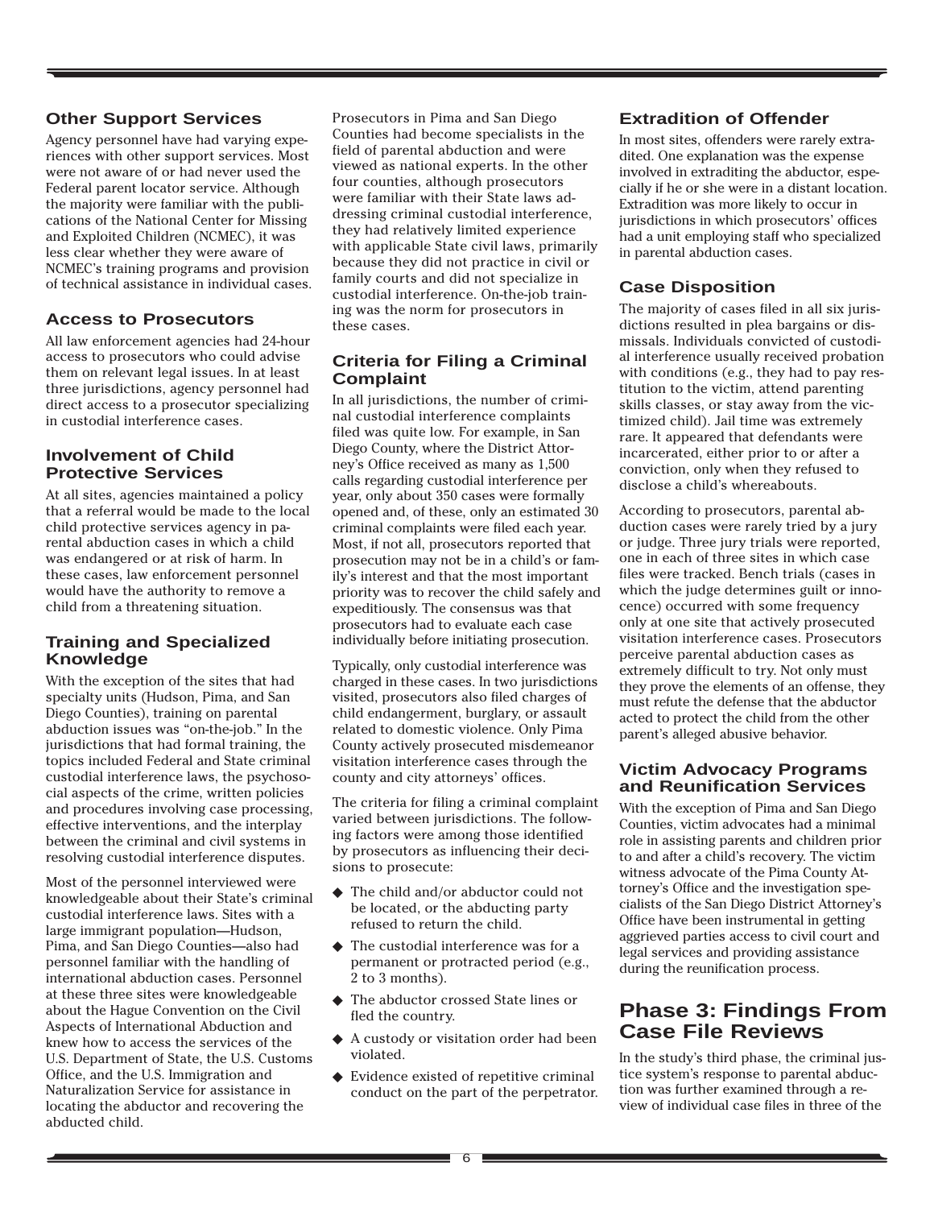### Other Support Services

Agency personnel have had varying experiences with other support services. Most were not aware of or had never used the Federal parent locator service. Although the majority were familiar with the publications of the National Center for Missing and Exploited Children (NCMEC), it was less clear whether they were aware of NCMEC's training programs and provision of technical assistance in individual cases.

### Access to Prosecutors

All law enforcement agencies had 24-hour access to prosecutors who could advise them on relevant legal issues. In at least three jurisdictions, agency personnel had direct access to a prosecutor specializing in custodial interference cases.

### Involvement of Child Protective Services

At all sites, agencies maintained a policy that a referral would be made to the local child protective services agency in parental abduction cases in which a child was endangered or at risk of harm. In these cases, law enforcement personnel would have the authority to remove a child from a threatening situation.

### Training and Specialized Knowledge

With the exception of the sites that had specialty units (Hudson, Pima, and San Diego Counties), training on parental abduction issues was "on-the-job." In the jurisdictions that had formal training, the topics included Federal and State criminal custodial interference laws, the psychosocial aspects of the crime, written policies and procedures involving case processing, effective interventions, and the interplay between the criminal and civil systems in resolving custodial interference disputes.

Most of the personnel interviewed were knowledgeable about their State's criminal custodial interference laws. Sites with a large immigrant population—Hudson, Pima, and San Diego Counties—also had personnel familiar with the handling of international abduction cases. Personnel at these three sites were knowledgeable about the Hague Convention on the Civil Aspects of International Abduction and knew how to access the services of the U.S. Department of State, the U.S. Customs Office, and the U.S. Immigration and Naturalization Service for assistance in locating the abductor and recovering the abducted child.

Prosecutors in Pima and San Diego Counties had become specialists in the field of parental abduction and were viewed as national experts. In the other four counties, although prosecutors were familiar with their State laws addressing criminal custodial interference, they had relatively limited experience with applicable State civil laws, primarily because they did not practice in civil or family courts and did not specialize in custodial interference. On-the-job training was the norm for prosecutors in these cases.

### Criteria for Filing a Criminal Complaint

In all jurisdictions, the number of criminal custodial interference complaints filed was quite low. For example, in San Diego County, where the District Attorney's Office received as many as 1,500 calls regarding custodial interference per year, only about 350 cases were formally opened and, of these, only an estimated 30 criminal complaints were filed each year. Most, if not all, prosecutors reported that prosecution may not be in a child's or family's interest and that the most important priority was to recover the child safely and expeditiously. The consensus was that prosecutors had to evaluate each case individually before initiating prosecution.

Typically, only custodial interference was charged in these cases. In two jurisdictions visited, prosecutors also filed charges of child endangerment, burglary, or assault related to domestic violence. Only Pima County actively prosecuted misdemeanor visitation interference cases through the county and city attorneys' offices.

The criteria for filing a criminal complaint varied between jurisdictions. The following factors were among those identified by prosecutors as influencing their decisions to prosecute:

- The child and/or abductor could not be located, or the abducting party refused to return the child.
- The custodial interference was for a permanent or protracted period (e.g., 2 to 3 months).
- The abductor crossed State lines or fled the country.
- A custody or visitation order had been violated.
- Evidence existed of repetitive criminal conduct on the part of the perpetrator.

### Extradition of Offender

In most sites, offenders were rarely extradited. One explanation was the expense involved in extraditing the abductor, especially if he or she were in a distant location. Extradition was more likely to occur in jurisdictions in which prosecutors' offices had a unit employing staff who specialized in parental abduction cases.

### Case Disposition

The majority of cases filed in all six jurisdictions resulted in plea bargains or dismissals. Individuals convicted of custodial interference usually received probation with conditions (e.g., they had to pay restitution to the victim, attend parenting skills classes, or stay away from the victimized child). Jail time was extremely rare. It appeared that defendants were incarcerated, either prior to or after a conviction, only when they refused to disclose a child's whereabouts.

According to prosecutors, parental abduction cases were rarely tried by a jury or judge. Three jury trials were reported, one in each of three sites in which case files were tracked. Bench trials (cases in which the judge determines guilt or innocence) occurred with some frequency only at one site that actively prosecuted visitation interference cases. Prosecutors perceive parental abduction cases as extremely difficult to try. Not only must they prove the elements of an offense, they must refute the defense that the abductor acted to protect the child from the other parent's alleged abusive behavior.

### Victim Advocacy Programs and Reunification Services

With the exception of Pima and San Diego Counties, victim advocates had a minimal role in assisting parents and children prior to and after a child's recovery. The victim witness advocate of the Pima County Attorney's Office and the investigation specialists of the San Diego District Attorney's Office have been instrumental in getting aggrieved parties access to civil court and legal services and providing assistance during the reunification process.

## Phase 3: Findings From Case File Reviews

In the study's third phase, the criminal justice system's response to parental abduction was further examined through a review of individual case files in three of the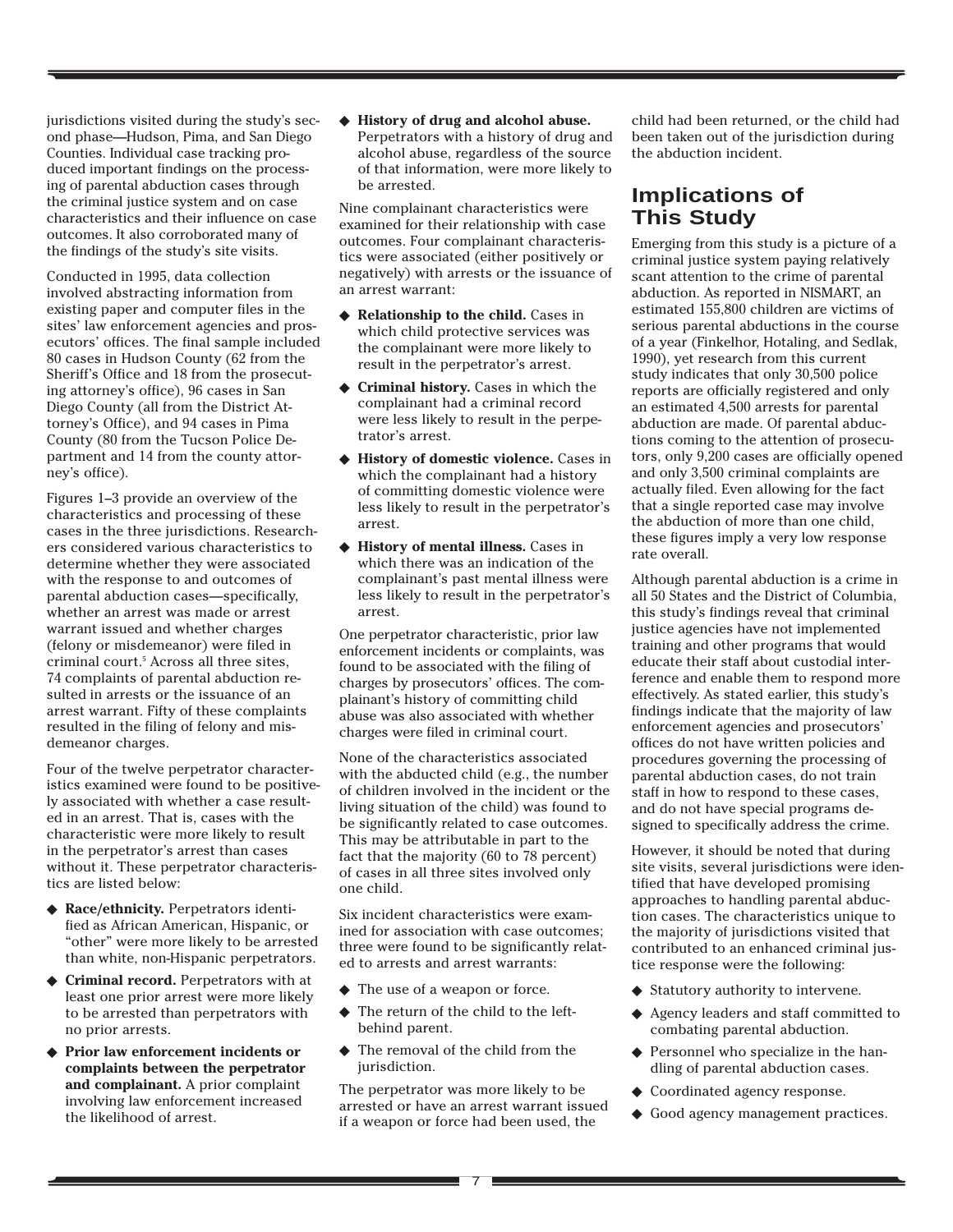jurisdictions visited during the study's second phase—Hudson, Pima, and San Diego Counties. Individual case tracking produced important findings on the processing of parental abduction cases through the criminal justice system and on case characteristics and their influence on case outcomes. It also corroborated many of the findings of the study's site visits.

Conducted in 1995, data collection involved abstracting information from existing paper and computer files in the sites' law enforcement agencies and prosecutors' offices. The final sample included 80 cases in Hudson County (62 from the Sheriff's Office and 18 from the prosecuting attorney's office), 96 cases in San Diego County (all from the District Attorney's Office), and 94 cases in Pima County (80 from the Tucson Police Department and 14 from the county attorney's office).

Figures 1–3 provide an overview of the characteristics and processing of these cases in the three jurisdictions. Researchers considered various characteristics to determine whether they were associated with the response to and outcomes of parental abduction cases—specifically, whether an arrest was made or arrest warrant issued and whether charges (felony or misdemeanor) were filed in criminal court.[5] Across all three sites, 74 complaints of parental abduction resulted in arrests or the issuance of an arrest warrant. Fifty of these complaints resulted in the filing of felony and misdemeanor charges.

Four of the twelve perpetrator characteristics examined were found to be positively associated with whether a case resulted in an arrest. That is, cases with the characteristic were more likely to result in the perpetrator's arrest than cases without it. These perpetrator characteristics are listed below:

- **Race/ethnicity.** Perpetrators identified as African American, Hispanic, or "other" were more likely to be arrested than white, non-Hispanic perpetrators.
- **Criminal record.** Perpetrators with at least one prior arrest were more likely to be arrested than perpetrators with no prior arrests.
- **Prior law enforcement incidents or complaints between the perpetrator and complainant.** A prior complaint involving law enforcement increased the likelihood of arrest.
- **History of drug and alcohol abuse.** Perpetrators with a history of drug and alcohol abuse, regardless of the source of that information, were more likely to be arrested.

Nine complainant characteristics were examined for their relationship with case outcomes. Four complainant characteristics were associated (either positively or negatively) with arrests or the issuance of an arrest warrant:

- **Relationship to the child.** Cases in which child protective services was the complainant were more likely to result in the perpetrator's arrest.
- **Criminal history.** Cases in which the complainant had a criminal record were less likely to result in the perpetrator's arrest.
- **History of domestic violence.** Cases in which the complainant had a history of committing domestic violence were less likely to result in the perpetrator's arrest.
- **History of mental illness.** Cases in which there was an indication of the complainant's past mental illness were less likely to result in the perpetrator's arrest.

One perpetrator characteristic, prior law enforcement incidents or complaints, was found to be associated with the filing of charges by prosecutors' offices. The complainant's history of committing child abuse was also associated with whether charges were filed in criminal court.

None of the characteristics associated with the abducted child (e.g., the number of children involved in the incident or the living situation of the child) was found to be significantly related to case outcomes. This may be attributable in part to the fact that the majority (60 to 78 percent) of cases in all three sites involved only one child.

Six incident characteristics were examined for association with case outcomes; three were found to be significantly related to arrests and arrest warrants:

- The use of a weapon or force.
- The return of the child to the left-behind parent.
- The removal of the child from the jurisdiction.

The perpetrator was more likely to be arrested or have an arrest warrant issued if a weapon or force had been used, the child had been returned, or the child had been taken out of the jurisdiction during the abduction incident.

## Implications of This Study

Emerging from this study is a picture of a criminal justice system paying relatively scant attention to the crime of parental abduction. As reported in NISMART, an estimated 155,800 children are victims of serious parental abductions in the course of a year (Finkelhor, Hotaling, and Sedlak, 1990), yet research from this current study indicates that only 30,500 police reports are officially registered and only an estimated 4,500 arrests for parental abduction are made. Of parental abductions coming to the attention of prosecutors, only 9,200 cases are officially opened and only 3,500 criminal complaints are actually filed. Even allowing for the fact that a single reported case may involve the abduction of more than one child, these figures imply a very low response rate overall.

Although parental abduction is a crime in all 50 States and the District of Columbia, this study's findings reveal that criminal justice agencies have not implemented training and other programs that would educate their staff about custodial interference and enable them to respond more effectively. As stated earlier, this study's findings indicate that the majority of law enforcement agencies and prosecutors' offices do not have written policies and procedures governing the processing of parental abduction cases, do not train staff in how to respond to these cases, and do not have special programs designed to specifically address the crime.

However, it should be noted that during site visits, several jurisdictions were identified that have developed promising approaches to handling parental abduction cases. The characteristics unique to the majority of jurisdictions visited that contributed to an enhanced criminal justice response were the following:

- Statutory authority to intervene.
- Agency leaders and staff committed to combating parental abduction.
- Personnel who specialize in the handling of parental abduction cases.
- Coordinated agency response.
- Good agency management practices.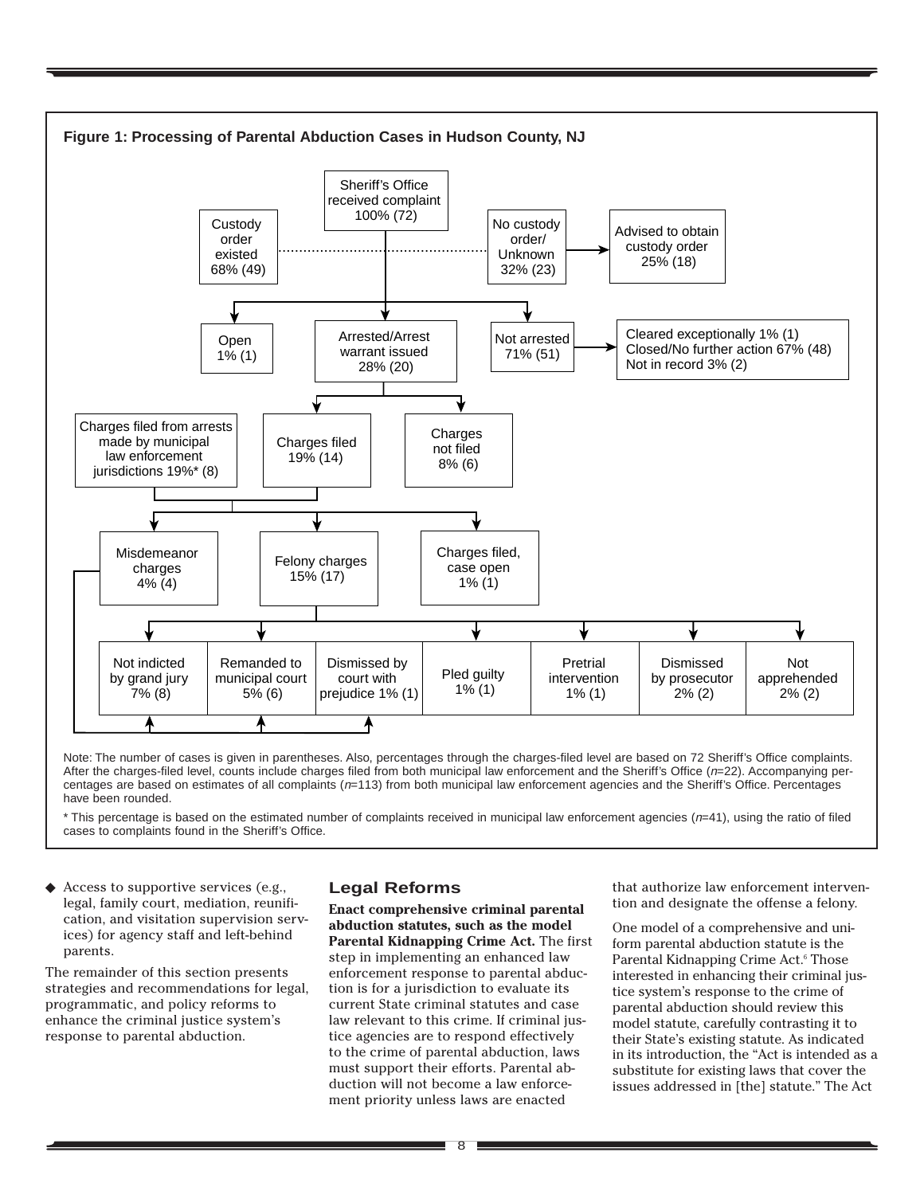**Figure 1: Processing of Parental Abduction Cases in Hudson County, NJ**

- Sheriff's Office received complaint 100% (72)
  - Custody order existed 68% (49)
  - No custody order/ Unknown 32% (23) → Advised to obtain custody order 25% (18)
  - Open 1% (1)
  - Arrested/Arrest warrant issued 28% (20)
    - Charges filed 19% (14)
    - Charges not filed 8% (6)
  - Not arrested 71% (51) → Cleared exceptionally 1% (1); Closed/No further action 67% (48); Not in record 3% (2)
- Charges filed from arrests made by municipal law enforcement jurisdictions 19%* (8)
- Charges filed (Sheriff's Office and municipal) lead to:
  - Misdemeanor charges 4% (4) → Not indicted by grand jury; Remanded to municipal court; Dismissed by court with prejudice
  - Felony charges 15% (17)
  - Charges filed, case open 1% (1)
- Outcomes: Not indicted by grand jury 7% (8); Remanded to municipal court 5% (6); Dismissed by court with prejudice 1% (1); Pled guilty 1% (1); Pretrial intervention 1% (1); Dismissed by prosecutor 2% (2); Not apprehended 2% (2)

Note: The number of cases is given in parentheses. Also, percentages through the charges-filed level are based on 72 Sheriff's Office complaints. After the charges-filed level, counts include charges filed from both municipal law enforcement and the Sheriff's Office (*n*=22). Accompanying percentages are based on estimates of all complaints (*n*=113) from both municipal law enforcement agencies and the Sheriff's Office. Percentages have been rounded.

* This percentage is based on the estimated number of complaints received in municipal law enforcement agencies (*n*=41), using the ratio of filed cases to complaints found in the Sheriff's Office.

- Access to supportive services (e.g., legal, family court, mediation, reunification, and visitation supervision services) for agency staff and left-behind parents.

The remainder of this section presents strategies and recommendations for legal, programmatic, and policy reforms to enhance the criminal justice system's response to parental abduction.

## Legal Reforms

**Enact comprehensive criminal parental abduction statutes, such as the model Parental Kidnapping Crime Act.** The first step in implementing an enhanced law enforcement response to parental abduction is for a jurisdiction to evaluate its current State criminal statutes and case law relevant to this crime. If criminal justice agencies are to respond effectively to the crime of parental abduction, laws must support their efforts. Parental abduction will not become a law enforcement priority unless laws are enacted that authorize law enforcement intervention and designate the offense a felony.

One model of a comprehensive and uniform parental abduction statute is the Parental Kidnapping Crime Act.[6] Those interested in enhancing their criminal justice system's response to the crime of parental abduction should review this model statute, carefully contrasting it to their State's existing statute. As indicated in its introduction, the "Act is intended as a substitute for existing laws that cover the issues addressed in [the] statute." The Act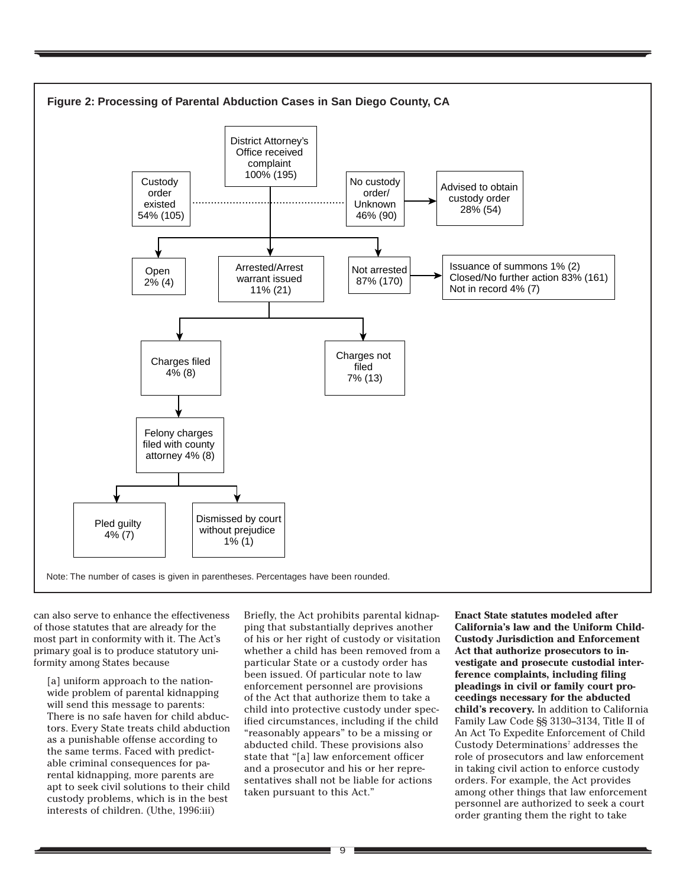**Figure 2: Processing of Parental Abduction Cases in San Diego County, CA**

- District Attorney's Office received complaint 100% (195)
  - Custody order existed 54% (105)
  - No custody order/ Unknown 46% (90) → Advised to obtain custody order 28% (54)
  - Open 2% (4)
  - Arrested/Arrest warrant issued 11% (21)
    - Charges filed 4% (8)
      - Felony charges filed with county attorney 4% (8)
        - Pled guilty 4% (7)
        - Dismissed by court without prejudice 1% (1)
    - Charges not filed 7% (13)
  - Not arrested 87% (170) → Issuance of summons 1% (2); Closed/No further action 83% (161); Not in record 4% (7)

Note: The number of cases is given in parentheses. Percentages have been rounded.

can also serve to enhance the effectiveness of those statutes that are already for the most part in conformity with it. The Act's primary goal is to produce statutory uniformity among States because

> [a] uniform approach to the nationwide problem of parental kidnapping will send this message to parents: There is no safe haven for child abductors. Every State treats child abduction as a punishable offense according to the same terms. Faced with predictable criminal consequences for parental kidnapping, more parents are apt to seek civil solutions to their child custody problems, which is in the best interests of children. (Uthe, 1996:iii)

Briefly, the Act prohibits parental kidnapping that substantially deprives another of his or her right of custody or visitation whether a child has been removed from a particular State or a custody order has been issued. Of particular note to law enforcement personnel are provisions of the Act that authorize them to take a child into protective custody under specified circumstances, including if the child "reasonably appears" to be a missing or abducted child. These provisions also state that "[a] law enforcement officer and a prosecutor and his or her representatives shall not be liable for actions taken pursuant to this Act."

**Enact State statutes modeled after California's law and the Uniform Child-Custody Jurisdiction and Enforcement Act that authorize prosecutors to investigate and prosecute custodial interference complaints, including filing pleadings in civil or family court proceedings necessary for the abducted child's recovery.** In addition to California Family Law Code §§ 3130–3134, Title II of An Act To Expedite Enforcement of Child Custody Determinations[7] addresses the role of prosecutors and law enforcement in taking civil action to enforce custody orders. For example, the Act provides among other things that law enforcement personnel are authorized to seek a court order granting them the right to take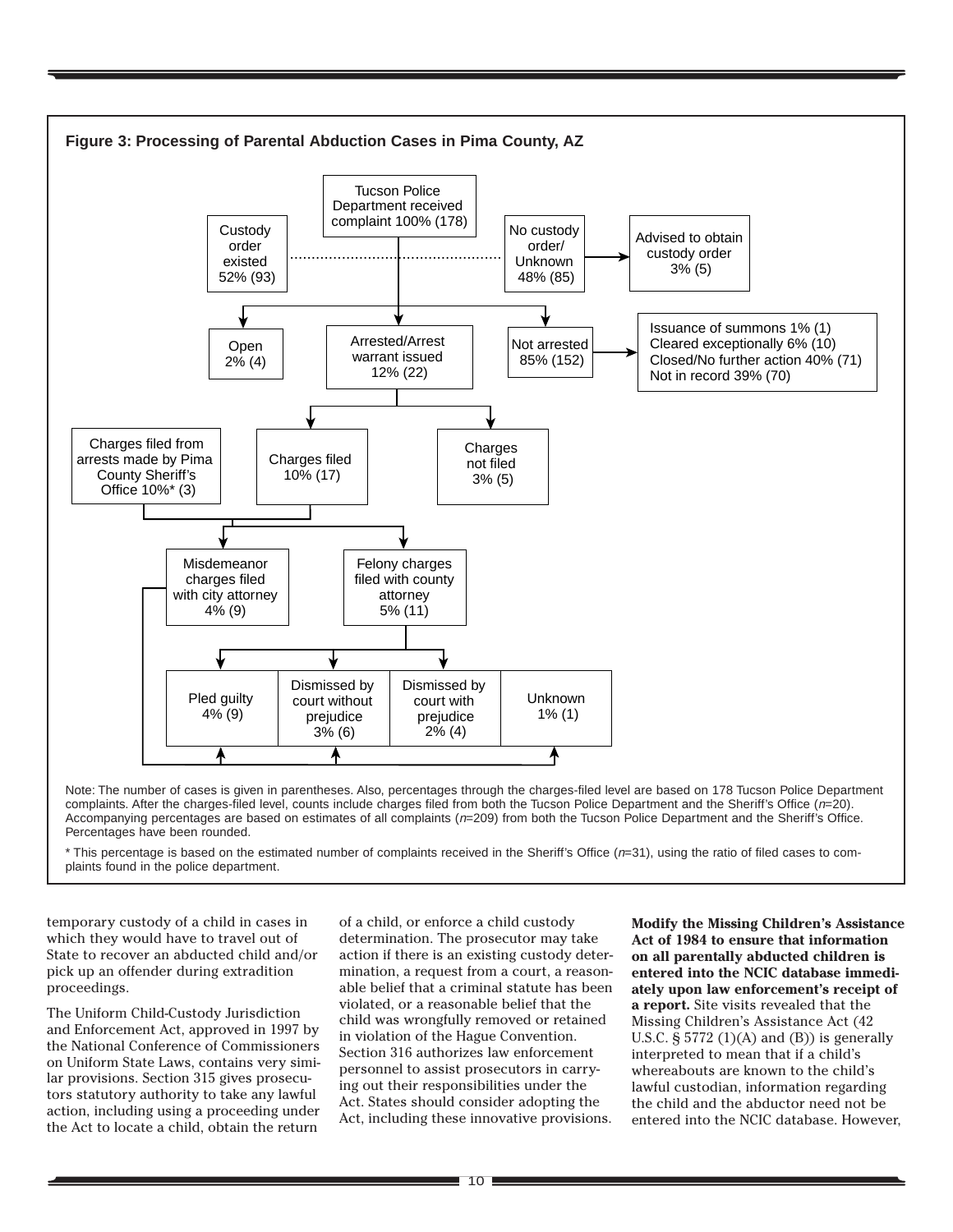**Figure 3: Processing of Parental Abduction Cases in Pima County, AZ**

Tucson Police Department received complaint 100% (178)

Custody order existed 52% (93)

No custody order/ Unknown 48% (85)

Advised to obtain custody order 3% (5)

Open 2% (4)

Arrested/Arrest warrant issued 12% (22)

Not arrested 85% (152)

Issuance of summons 1% (1)
Cleared exceptionally 6% (10)
Closed/No further action 40% (71)
Not in record 39% (70)

Charges filed from arrests made by Pima County Sheriff's Office 10%* (3)

Charges filed 10% (17)

Charges not filed 3% (5)

Misdemeanor charges filed with city attorney 4% (9)

Felony charges filed with county attorney 5% (11)

Pled guilty 4% (9)

Dismissed by court without prejudice 3% (6)

Dismissed by court with prejudice 2% (4)

Unknown 1% (1)

Note: The number of cases is given in parentheses. Also, percentages through the charges-filed level are based on 178 Tucson Police Department complaints. After the charges-filed level, counts include charges filed from both the Tucson Police Department and the Sheriff's Office (*n*=20). Accompanying percentages are based on estimates of all complaints (*n*=209) from both the Tucson Police Department and the Sheriff's Office. Percentages have been rounded.

* This percentage is based on the estimated number of complaints received in the Sheriff's Office (*n*=31), using the ratio of filed cases to complaints found in the police department.

temporary custody of a child in cases in which they would have to travel out of State to recover an abducted child and/or pick up an offender during extradition proceedings.

The Uniform Child-Custody Jurisdiction and Enforcement Act, approved in 1997 by the National Conference of Commissioners on Uniform State Laws, contains very similar provisions. Section 315 gives prosecutors statutory authority to take any lawful action, including using a proceeding under the Act to locate a child, obtain the return of a child, or enforce a child custody determination. The prosecutor may take action if there is an existing custody determination, a request from a court, a reasonable belief that a criminal statute has been violated, or a reasonable belief that the child was wrongfully removed or retained in violation of the Hague Convention. Section 316 authorizes law enforcement personnel to assist prosecutors in carrying out their responsibilities under the Act. States should consider adopting the Act, including these innovative provisions.

**Modify the Missing Children's Assistance Act of 1984 to ensure that information on all parentally abducted children is entered into the NCIC database immediately upon law enforcement's receipt of a report.** Site visits revealed that the Missing Children's Assistance Act (42 U.S.C. § 5772 (1)(A) and (B)) is generally interpreted to mean that if a child's whereabouts are known to the child's lawful custodian, information regarding the child and the abductor need not be entered into the NCIC database. However,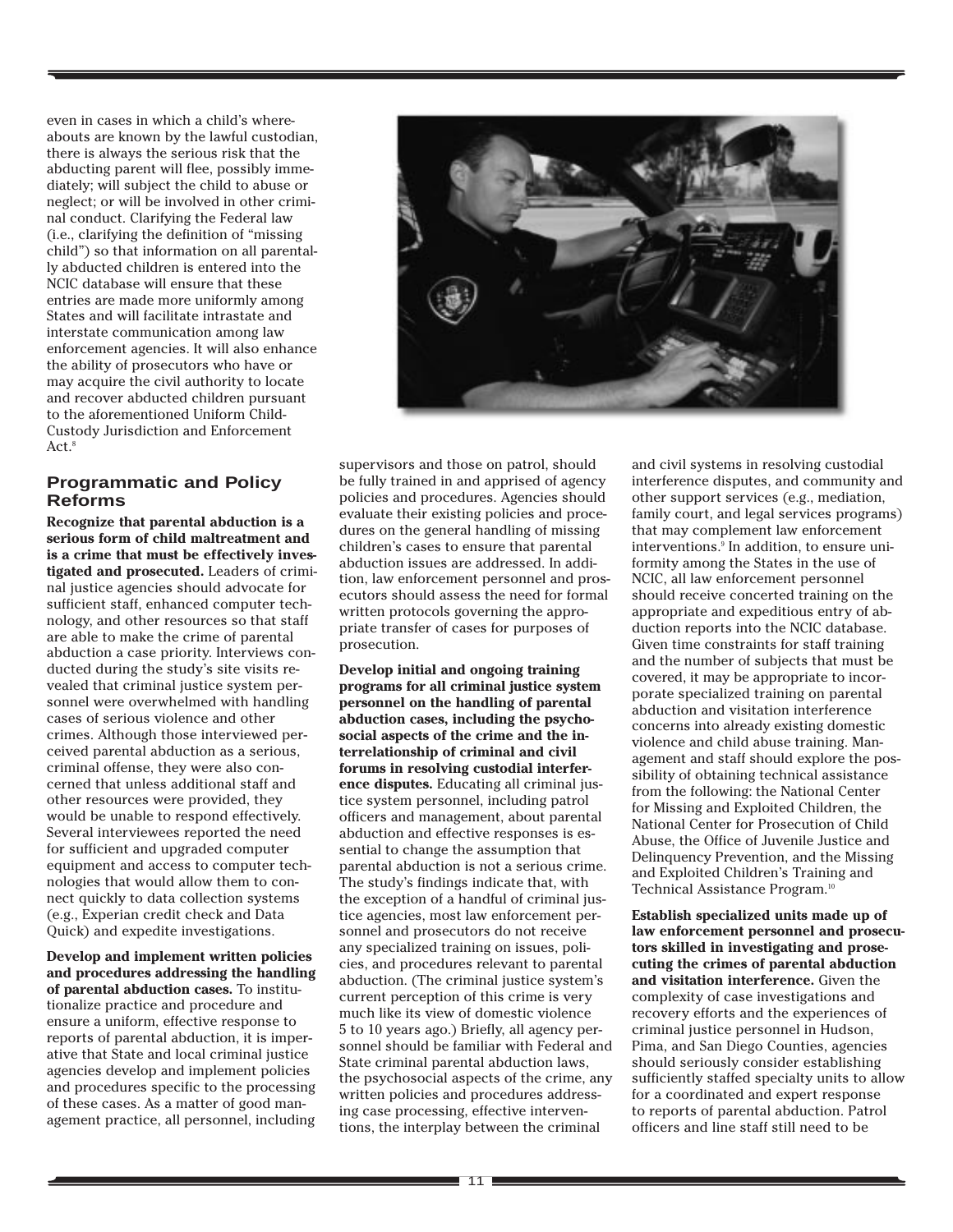even in cases in which a child's whereabouts are known by the lawful custodian, there is always the serious risk that the abducting parent will flee, possibly immediately; will subject the child to abuse or neglect; or will be involved in other criminal conduct. Clarifying the Federal law (i.e., clarifying the definition of "missing child") so that information on all parentally abducted children is entered into the NCIC database will ensure that these entries are made more uniformly among States and will facilitate intrastate and interstate communication among law enforcement agencies. It will also enhance the ability of prosecutors who have or may acquire the civil authority to locate and recover abducted children pursuant to the aforementioned Uniform Child-Custody Jurisdiction and Enforcement Act.[8]

## Programmatic and Policy Reforms

**Recognize that parental abduction is a serious form of child maltreatment and is a crime that must be effectively investigated and prosecuted.** Leaders of criminal justice agencies should advocate for sufficient staff, enhanced computer technology, and other resources so that staff are able to make the crime of parental abduction a case priority. Interviews conducted during the study's site visits revealed that criminal justice system personnel were overwhelmed with handling cases of serious violence and other crimes. Although those interviewed perceived parental abduction as a serious, criminal offense, they were also concerned that unless additional staff and other resources were provided, they would be unable to respond effectively. Several interviewees reported the need for sufficient and upgraded computer equipment and access to computer technologies that would allow them to connect quickly to data collection systems (e.g., Experian credit check and Data Quick) and expedite investigations.

**Develop and implement written policies and procedures addressing the handling of parental abduction cases.** To institutionalize practice and procedure and ensure a uniform, effective response to reports of parental abduction, it is imperative that State and local criminal justice agencies develop and implement policies and procedures specific to the processing of these cases. As a matter of good management practice, all personnel, including supervisors and those on patrol, should be fully trained in and apprised of agency policies and procedures. Agencies should evaluate their existing policies and procedures on the general handling of missing children's cases to ensure that parental abduction issues are addressed. In addition, law enforcement personnel and prosecutors should assess the need for formal written protocols governing the appropriate transfer of cases for purposes of prosecution.

**Develop initial and ongoing training programs for all criminal justice system personnel on the handling of parental abduction cases, including the psychosocial aspects of the crime and the interrelationship of criminal and civil forums in resolving custodial interference disputes.** Educating all criminal justice system personnel, including patrol officers and management, about parental abduction and effective responses is essential to change the assumption that parental abduction is not a serious crime. The study's findings indicate that, with the exception of a handful of criminal justice agencies, most law enforcement personnel and prosecutors do not receive any specialized training on issues, policies, and procedures relevant to parental abduction. (The criminal justice system's current perception of this crime is very much like its view of domestic violence 5 to 10 years ago.) Briefly, all agency personnel should be familiar with Federal and State criminal parental abduction laws, the psychosocial aspects of the crime, any written policies and procedures addressing case processing, effective interventions, the interplay between the criminal and civil systems in resolving custodial interference disputes, and community and other support services (e.g., mediation, family court, and legal services programs) that may complement law enforcement interventions.[9] In addition, to ensure uniformity among the States in the use of NCIC, all law enforcement personnel should receive concerted training on the appropriate and expeditious entry of abduction reports into the NCIC database. Given time constraints for staff training and the number of subjects that must be covered, it may be appropriate to incorporate specialized training on parental abduction and visitation interference concerns into already existing domestic violence and child abuse training. Management and staff should explore the possibility of obtaining technical assistance from the following: the National Center for Missing and Exploited Children, the National Center for Prosecution of Child Abuse, the Office of Juvenile Justice and Delinquency Prevention, and the Missing and Exploited Children's Training and Technical Assistance Program.[10]

**Establish specialized units made up of law enforcement personnel and prosecutors skilled in investigating and prosecuting the crimes of parental abduction and visitation interference.** Given the complexity of case investigations and recovery efforts and the experiences of criminal justice personnel in Hudson, Pima, and San Diego Counties, agencies should seriously consider establishing sufficiently staffed specialty units to allow for a coordinated and expert response to reports of parental abduction. Patrol officers and line staff still need to be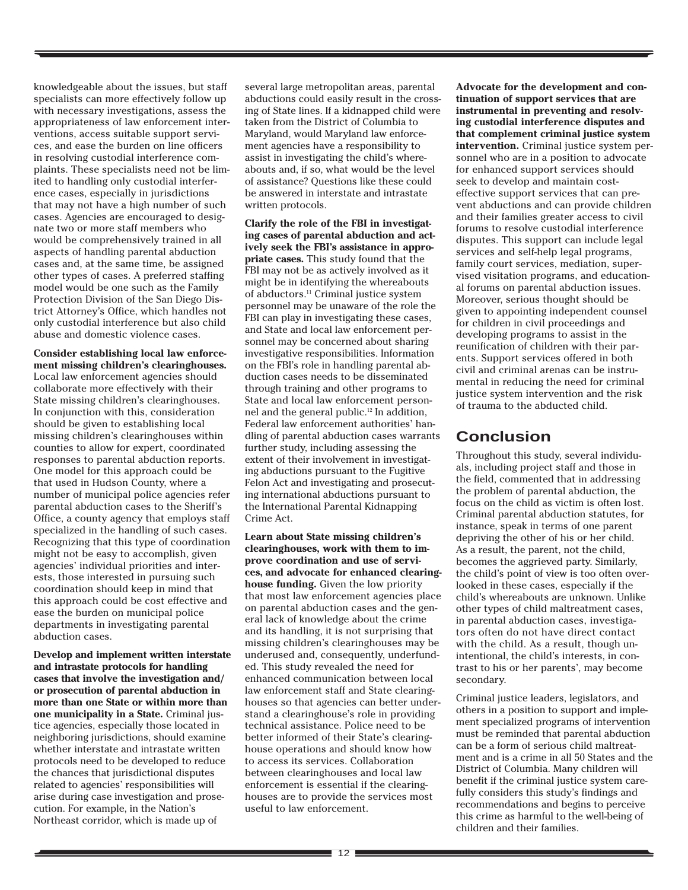knowledgeable about the issues, but staff specialists can more effectively follow up with necessary investigations, assess the appropriateness of law enforcement interventions, access suitable support services, and ease the burden on line officers in resolving custodial interference complaints. These specialists need not be limited to handling only custodial interference cases, especially in jurisdictions that may not have a high number of such cases. Agencies are encouraged to designate two or more staff members who would be comprehensively trained in all aspects of handling parental abduction cases and, at the same time, be assigned other types of cases. A preferred staffing model would be one such as the Family Protection Division of the San Diego District Attorney's Office, which handles not only custodial interference but also child abuse and domestic violence cases.

**Consider establishing local law enforcement missing children's clearinghouses.** Local law enforcement agencies should collaborate more effectively with their State missing children's clearinghouses. In conjunction with this, consideration should be given to establishing local missing children's clearinghouses within counties to allow for expert, coordinated responses to parental abduction reports. One model for this approach could be that used in Hudson County, where a number of municipal police agencies refer parental abduction cases to the Sheriff's Office, a county agency that employs staff specialized in the handling of such cases. Recognizing that this type of coordination might not be easy to accomplish, given agencies' individual priorities and interests, those interested in pursuing such coordination should keep in mind that this approach could be cost effective and ease the burden on municipal police departments in investigating parental abduction cases.

**Develop and implement written interstate and intrastate protocols for handling cases that involve the investigation and/or prosecution of parental abduction in more than one State or within more than one municipality in a State.** Criminal justice agencies, especially those located in neighboring jurisdictions, should examine whether interstate and intrastate written protocols need to be developed to reduce the chances that jurisdictional disputes related to agencies' responsibilities will arise during case investigation and prosecution. For example, in the Nation's Northeast corridor, which is made up of several large metropolitan areas, parental abductions could easily result in the crossing of State lines. If a kidnapped child were taken from the District of Columbia to Maryland, would Maryland law enforcement agencies have a responsibility to assist in investigating the child's whereabouts and, if so, what would be the level of assistance? Questions like these could be answered in interstate and intrastate written protocols.

**Clarify the role of the FBI in investigating cases of parental abduction and actively seek the FBI's assistance in appropriate cases.** This study found that the FBI may not be as actively involved as it might be in identifying the whereabouts of abductors.[11] Criminal justice system personnel may be unaware of the role the FBI can play in investigating these cases, and State and local law enforcement personnel may be concerned about sharing investigative responsibilities. Information on the FBI's role in handling parental abduction cases needs to be disseminated through training and other programs to State and local law enforcement personnel and the general public.[12] In addition, Federal law enforcement authorities' handling of parental abduction cases warrants further study, including assessing the extent of their involvement in investigating abductions pursuant to the Fugitive Felon Act and investigating and prosecuting international abductions pursuant to the International Parental Kidnapping Crime Act.

**Learn about State missing children's clearinghouses, work with them to improve coordination and use of services, and advocate for enhanced clearinghouse funding.** Given the low priority that most law enforcement agencies place on parental abduction cases and the general lack of knowledge about the crime and its handling, it is not surprising that missing children's clearinghouses may be underused and, consequently, underfunded. This study revealed the need for enhanced communication between local law enforcement staff and State clearinghouses so that agencies can better understand a clearinghouse's role in providing technical assistance. Police need to be better informed of their State's clearinghouse operations and should know how to access its services. Collaboration between clearinghouses and local law enforcement is essential if the clearinghouses are to provide the services most useful to law enforcement.

**Advocate for the development and continuation of support services that are instrumental in preventing and resolving custodial interference disputes and that complement criminal justice system intervention.** Criminal justice system personnel who are in a position to advocate for enhanced support services should seek to develop and maintain cost-effective support services that can prevent abductions and can provide children and their families greater access to civil forums to resolve custodial interference disputes. This support can include legal services and self-help legal programs, family court services, mediation, supervised visitation programs, and educational forums on parental abduction issues. Moreover, serious thought should be given to appointing independent counsel for children in civil proceedings and developing programs to assist in the reunification of children with their parents. Support services offered in both civil and criminal arenas can be instrumental in reducing the need for criminal justice system intervention and the risk of trauma to the abducted child.

## Conclusion

Throughout this study, several individuals, including project staff and those in the field, commented that in addressing the problem of parental abduction, the focus on the child as victim is often lost. Criminal parental abduction statutes, for instance, speak in terms of one parent depriving the other of his or her child. As a result, the parent, not the child, becomes the aggrieved party. Similarly, the child's point of view is too often overlooked in these cases, especially if the child's whereabouts are unknown. Unlike other types of child maltreatment cases, in parental abduction cases, investigators often do not have direct contact with the child. As a result, though unintentional, the child's interests, in contrast to his or her parents', may become secondary.

Criminal justice leaders, legislators, and others in a position to support and implement specialized programs of intervention must be reminded that parental abduction can be a form of serious child maltreatment and is a crime in all 50 States and the District of Columbia. Many children will benefit if the criminal justice system carefully considers this study's findings and recommendations and begins to perceive this crime as harmful to the well-being of children and their families.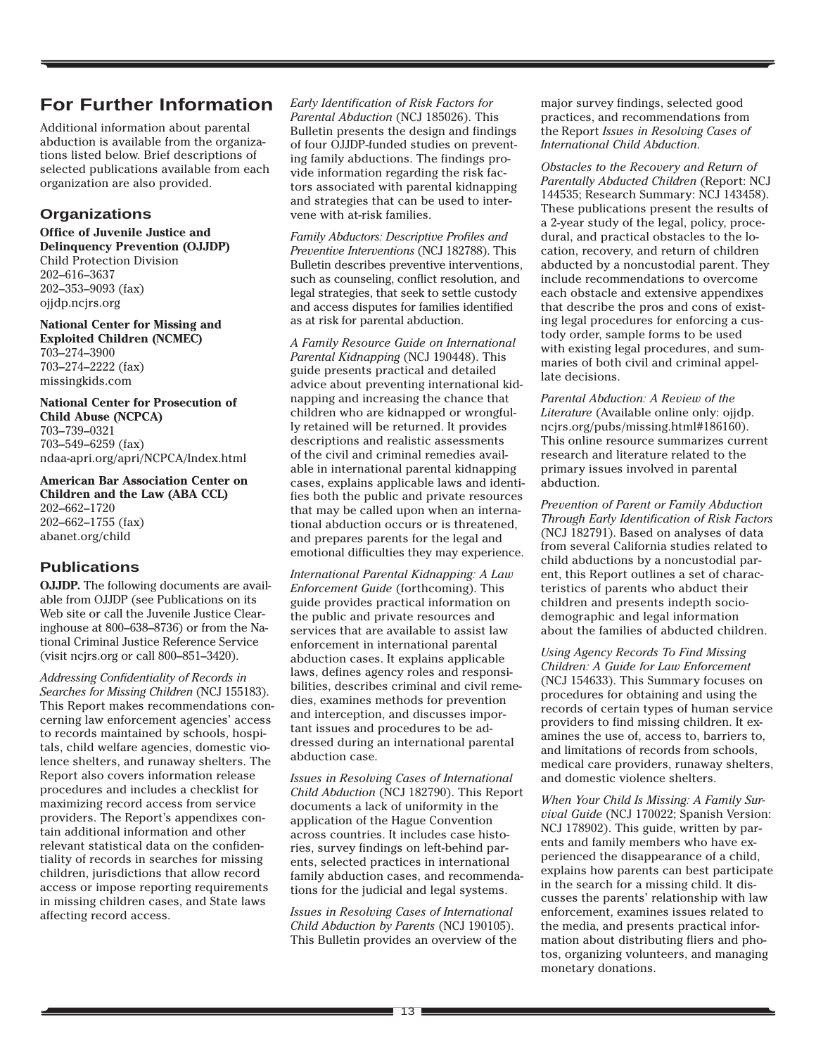## For Further Information

Additional information about parental abduction is available from the organizations listed below. Brief descriptions of selected publications available from each organization are also provided.

### Organizations

**Office of Juvenile Justice and Delinquency Prevention (OJJDP)**
Child Protection Division
202–616–3637
202–353–9093 (fax)
ojjdp.ncjrs.org

**National Center for Missing and Exploited Children (NCMEC)**
703–274–3900
703–274–2222 (fax)
missingkids.com

**National Center for Prosecution of Child Abuse (NCPCA)**
703–739–0321
703–549–6259 (fax)
ndaa-apri.org/apri/NCPCA/Index.html

**American Bar Association Center on Children and the Law (ABA CCL)**
202–662–1720
202–662–1755 (fax)
abanet.org/child

### Publications

**OJJDP.** The following documents are available from OJJDP (see Publications on its Web site or call the Juvenile Justice Clearinghouse at 800–638–8736) or from the National Criminal Justice Reference Service (visit ncjrs.org or call 800–851–3420).

*Addressing Confidentiality of Records in Searches for Missing Children* (NCJ 155183). This Report makes recommendations concerning law enforcement agencies' access to records maintained by schools, hospitals, child welfare agencies, domestic violence shelters, and runaway shelters. The Report also covers information release procedures and includes a checklist for maximizing record access from service providers. The Report's appendixes contain additional information and other relevant statistical data on the confidentiality of records in searches for missing children, jurisdictions that allow record access or impose reporting requirements in missing children cases, and State laws affecting record access.

*Early Identification of Risk Factors for Parental Abduction* (NCJ 185026). This Bulletin presents the design and findings of four OJJDP-funded studies on preventing family abductions. The findings provide information regarding the risk factors associated with parental kidnapping and strategies that can be used to intervene with at-risk families.

*Family Abductors: Descriptive Profiles and Preventive Interventions* (NCJ 182788). This Bulletin describes preventive interventions, such as counseling, conflict resolution, and legal strategies, that seek to settle custody and access disputes for families identified as at risk for parental abduction.

*A Family Resource Guide on International Parental Kidnapping* (NCJ 190448). This guide presents practical and detailed advice about preventing international kidnapping and increasing the chance that children who are kidnapped or wrongfully retained will be returned. It provides descriptions and realistic assessments of the civil and criminal remedies available in international parental kidnapping cases, explains applicable laws and identifies both the public and private resources that may be called upon when an international abduction occurs or is threatened, and prepares parents for the legal and emotional difficulties they may experience.

*International Parental Kidnapping: A Law Enforcement Guide* (forthcoming). This guide provides practical information on the public and private resources and services that are available to assist law enforcement in international parental abduction cases. It explains applicable laws, defines agency roles and responsibilities, describes criminal and civil remedies, examines methods for prevention and interception, and discusses important issues and procedures to be addressed during an international parental abduction case.

*Issues in Resolving Cases of International Child Abduction* (NCJ 182790). This Report documents a lack of uniformity in the application of the Hague Convention across countries. It includes case histories, survey findings on left-behind parents, selected practices in international family abduction cases, and recommendations for the judicial and legal systems.

*Issues in Resolving Cases of International Child Abduction by Parents* (NCJ 190105). This Bulletin provides an overview of the major survey findings, selected good practices, and recommendations from the Report *Issues in Resolving Cases of International Child Abduction*.

*Obstacles to the Recovery and Return of Parentally Abducted Children* (Report: NCJ 144535; Research Summary: NCJ 143458). These publications present the results of a 2-year study of the legal, policy, procedural, and practical obstacles to the location, recovery, and return of children abducted by a noncustodial parent. They include recommendations to overcome each obstacle and extensive appendixes that describe the pros and cons of existing legal procedures for enforcing a custody order, sample forms to be used with existing legal procedures, and summaries of both civil and criminal appellate decisions.

*Parental Abduction: A Review of the Literature* (Available online only: ojjdp.ncjrs.org/pubs/missing.html#186160). This online resource summarizes current research and literature related to the primary issues involved in parental abduction.

*Prevention of Parent or Family Abduction Through Early Identification of Risk Factors* (NCJ 182791). Based on analyses of data from several California studies related to child abductions by a noncustodial parent, this Report outlines a set of characteristics of parents who abduct their children and presents indepth sociodemographic and legal information about the families of abducted children.

*Using Agency Records To Find Missing Children: A Guide for Law Enforcement* (NCJ 154633). This Summary focuses on procedures for obtaining and using the records of certain types of human service providers to find missing children. It examines the use of, access to, barriers to, and limitations of records from schools, medical care providers, runaway shelters, and domestic violence shelters.

*When Your Child Is Missing: A Family Survival Guide* (NCJ 170022; Spanish Version: NCJ 178902). This guide, written by parents and family members who have experienced the disappearance of a child, explains how parents can best participate in the search for a missing child. It discusses the parents' relationship with law enforcement, examines issues related to the media, and presents practical information about distributing fliers and photos, organizing volunteers, and managing monetary donations.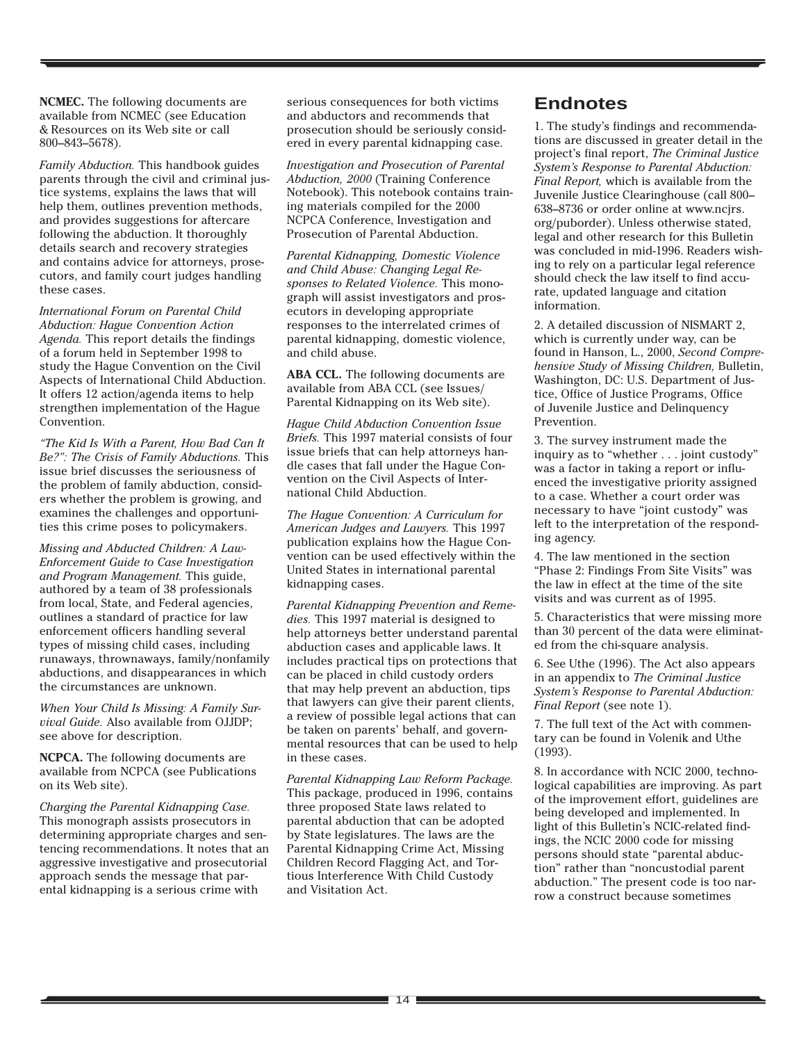**NCMEC.** The following documents are available from NCMEC (see Education & Resources on its Web site or call 800–843–5678).

*Family Abduction.* This handbook guides parents through the civil and criminal justice systems, explains the laws that will help them, outlines prevention methods, and provides suggestions for aftercare following the abduction. It thoroughly details search and recovery strategies and contains advice for attorneys, prosecutors, and family court judges handling these cases.

*International Forum on Parental Child Abduction: Hague Convention Action Agenda.* This report details the findings of a forum held in September 1998 to study the Hague Convention on the Civil Aspects of International Child Abduction. It offers 12 action/agenda items to help strengthen implementation of the Hague Convention.

*"The Kid Is With a Parent, How Bad Can It Be?": The Crisis of Family Abductions.* This issue brief discusses the seriousness of the problem of family abduction, considers whether the problem is growing, and examines the challenges and opportunities this crime poses to policymakers.

*Missing and Abducted Children: A Law-Enforcement Guide to Case Investigation and Program Management.* This guide, authored by a team of 38 professionals from local, State, and Federal agencies, outlines a standard of practice for law enforcement officers handling several types of missing child cases, including runaways, thrownaways, family/nonfamily abductions, and disappearances in which the circumstances are unknown.

*When Your Child Is Missing: A Family Survival Guide.* Also available from OJJDP; see above for description.

**NCPCA.** The following documents are available from NCPCA (see Publications on its Web site).

*Charging the Parental Kidnapping Case.* This monograph assists prosecutors in determining appropriate charges and sentencing recommendations. It notes that an aggressive investigative and prosecutorial approach sends the message that parental kidnapping is a serious crime with serious consequences for both victims and abductors and recommends that prosecution should be seriously considered in every parental kidnapping case.

*Investigation and Prosecution of Parental Abduction, 2000* (Training Conference Notebook). This notebook contains training materials compiled for the 2000 NCPCA Conference, Investigation and Prosecution of Parental Abduction.

*Parental Kidnapping, Domestic Violence and Child Abuse: Changing Legal Responses to Related Violence.* This monograph will assist investigators and prosecutors in developing appropriate responses to the interrelated crimes of parental kidnapping, domestic violence, and child abuse.

**ABA CCL.** The following documents are available from ABA CCL (see Issues/Parental Kidnapping on its Web site).

*Hague Child Abduction Convention Issue Briefs.* This 1997 material consists of four issue briefs that can help attorneys handle cases that fall under the Hague Convention on the Civil Aspects of International Child Abduction.

*The Hague Convention: A Curriculum for American Judges and Lawyers.* This 1997 publication explains how the Hague Convention can be used effectively within the United States in international parental kidnapping cases.

*Parental Kidnapping Prevention and Remedies.* This 1997 material is designed to help attorneys better understand parental abduction cases and applicable laws. It includes practical tips on protections that can be placed in child custody orders that may help prevent an abduction, tips that lawyers can give their parent clients, a review of possible legal actions that can be taken on parents' behalf, and governmental resources that can be used to help in these cases.

*Parental Kidnapping Law Reform Package.* This package, produced in 1996, contains three proposed State laws related to parental abduction that can be adopted by State legislatures. The laws are the Parental Kidnapping Crime Act, Missing Children Record Flagging Act, and Tortious Interference With Child Custody and Visitation Act.

## Endnotes

1. The study's findings and recommendations are discussed in greater detail in the project's final report, *The Criminal Justice System's Response to Parental Abduction: Final Report,* which is available from the Juvenile Justice Clearinghouse (call 800–638–8736 or order online at www.ncjrs.org/puborder). Unless otherwise stated, legal and other research for this Bulletin was concluded in mid-1996. Readers wishing to rely on a particular legal reference should check the law itself to find accurate, updated language and citation information.

2. A detailed discussion of NISMART 2, which is currently under way, can be found in Hanson, L., 2000, *Second Comprehensive Study of Missing Children,* Bulletin, Washington, DC: U.S. Department of Justice, Office of Justice Programs, Office of Juvenile Justice and Delinquency Prevention.

3. The survey instrument made the inquiry as to "whether . . . joint custody" was a factor in taking a report or influenced the investigative priority assigned to a case. Whether a court order was necessary to have "joint custody" was left to the interpretation of the responding agency.

4. The law mentioned in the section "Phase 2: Findings From Site Visits" was the law in effect at the time of the site visits and was current as of 1995.

5. Characteristics that were missing more than 30 percent of the data were eliminated from the chi-square analysis.

6. See Uthe (1996). The Act also appears in an appendix to *The Criminal Justice System's Response to Parental Abduction: Final Report* (see note 1).

7. The full text of the Act with commentary can be found in Volenik and Uthe (1993).

8. In accordance with NCIC 2000, technological capabilities are improving. As part of the improvement effort, guidelines are being developed and implemented. In light of this Bulletin's NCIC-related findings, the NCIC 2000 code for missing persons should state "parental abduction" rather than "noncustodial parent abduction." The present code is too narrow a construct because sometimes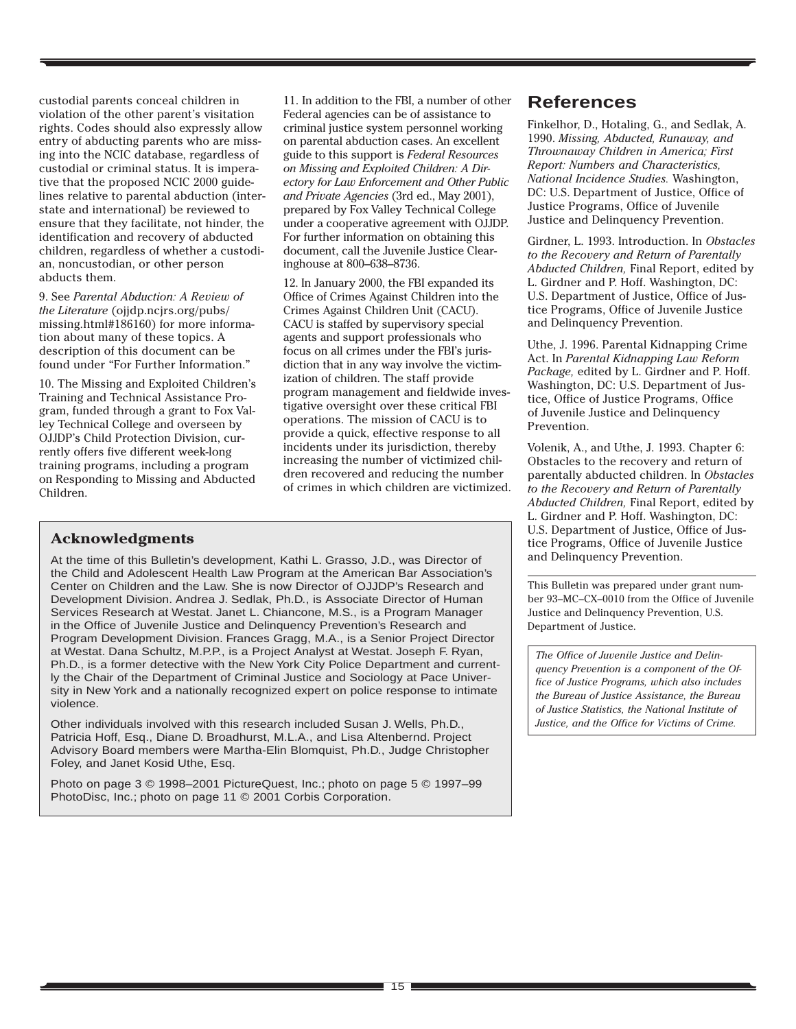custodial parents conceal children in violation of the other parent's visitation rights. Codes should also expressly allow entry of abducting parents who are missing into the NCIC database, regardless of custodial or criminal status. It is imperative that the proposed NCIC 2000 guidelines relative to parental abduction (interstate and international) be reviewed to ensure that they facilitate, not hinder, the identification and recovery of abducted children, regardless of whether a custodian, noncustodian, or other person abducts them.

9. See *Parental Abduction: A Review of the Literature* (ojjdp.ncjrs.org/pubs/missing.html#186160) for more information about many of these topics. A description of this document can be found under "For Further Information."

10. The Missing and Exploited Children's Training and Technical Assistance Program, funded through a grant to Fox Valley Technical College and overseen by OJJDP's Child Protection Division, currently offers five different week-long training programs, including a program on Responding to Missing and Abducted Children.

11. In addition to the FBI, a number of other Federal agencies can be of assistance to criminal justice system personnel working on parental abduction cases. An excellent guide to this support is *Federal Resources on Missing and Exploited Children: A Directory for Law Enforcement and Other Public and Private Agencies* (3rd ed., May 2001), prepared by Fox Valley Technical College under a cooperative agreement with OJJDP. For further information on obtaining this document, call the Juvenile Justice Clearinghouse at 800–638–8736.

12. In January 2000, the FBI expanded its Office of Crimes Against Children into the Crimes Against Children Unit (CACU). CACU is staffed by supervisory special agents and support professionals who focus on all crimes under the FBI's jurisdiction that in any way involve the victimization of children. The staff provide program management and fieldwide investigative oversight over these critical FBI operations. The mission of CACU is to provide a quick, effective response to all incidents under its jurisdiction, thereby increasing the number of victimized children recovered and reducing the number of crimes in which children are victimized.

### Acknowledgments

At the time of this Bulletin's development, Kathi L. Grasso, J.D., was Director of the Child and Adolescent Health Law Program at the American Bar Association's Center on Children and the Law. She is now Director of OJJDP's Research and Development Division. Andrea J. Sedlak, Ph.D., is Associate Director of Human Services Research at Westat. Janet L. Chiancone, M.S., is a Program Manager in the Office of Juvenile Justice and Delinquency Prevention's Research and Program Development Division. Frances Gragg, M.A., is a Senior Project Director at Westat. Dana Schultz, M.P.P., is a Project Analyst at Westat. Joseph F. Ryan, Ph.D., is a former detective with the New York City Police Department and currently the Chair of the Department of Criminal Justice and Sociology at Pace University in New York and a nationally recognized expert on police response to intimate violence.

Other individuals involved with this research included Susan J. Wells, Ph.D., Patricia Hoff, Esq., Diane D. Broadhurst, M.L.A., and Lisa Altenbernd. Project Advisory Board members were Martha-Elin Blomquist, Ph.D., Judge Christopher Foley, and Janet Kosid Uthe, Esq.

Photo on page 3 © 1998–2001 PictureQuest, Inc.; photo on page 5 © 1997–99 PhotoDisc, Inc.; photo on page 11 © 2001 Corbis Corporation.

## References

Finkelhor, D., Hotaling, G., and Sedlak, A. 1990. *Missing, Abducted, Runaway, and Thrownaway Children in America; First Report: Numbers and Characteristics, National Incidence Studies.* Washington, DC: U.S. Department of Justice, Office of Justice Programs, Office of Juvenile Justice and Delinquency Prevention.

Girdner, L. 1993. Introduction. In *Obstacles to the Recovery and Return of Parentally Abducted Children,* Final Report, edited by L. Girdner and P. Hoff. Washington, DC: U.S. Department of Justice, Office of Justice Programs, Office of Juvenile Justice and Delinquency Prevention.

Uthe, J. 1996. Parental Kidnapping Crime Act. In *Parental Kidnapping Law Reform Package,* edited by L. Girdner and P. Hoff. Washington, DC: U.S. Department of Justice, Office of Justice Programs, Office of Juvenile Justice and Delinquency Prevention.

Volenik, A., and Uthe, J. 1993. Chapter 6: Obstacles to the recovery and return of parentally abducted children. In *Obstacles to the Recovery and Return of Parentally Abducted Children,* Final Report, edited by L. Girdner and P. Hoff. Washington, DC: U.S. Department of Justice, Office of Justice Programs, Office of Juvenile Justice and Delinquency Prevention.

This Bulletin was prepared under grant number 93–MC–CX–0010 from the Office of Juvenile Justice and Delinquency Prevention, U.S. Department of Justice.

*The Office of Juvenile Justice and Delinquency Prevention is a component of the Office of Justice Programs, which also includes the Bureau of Justice Assistance, the Bureau of Justice Statistics, the National Institute of Justice, and the Office for Victims of Crime.*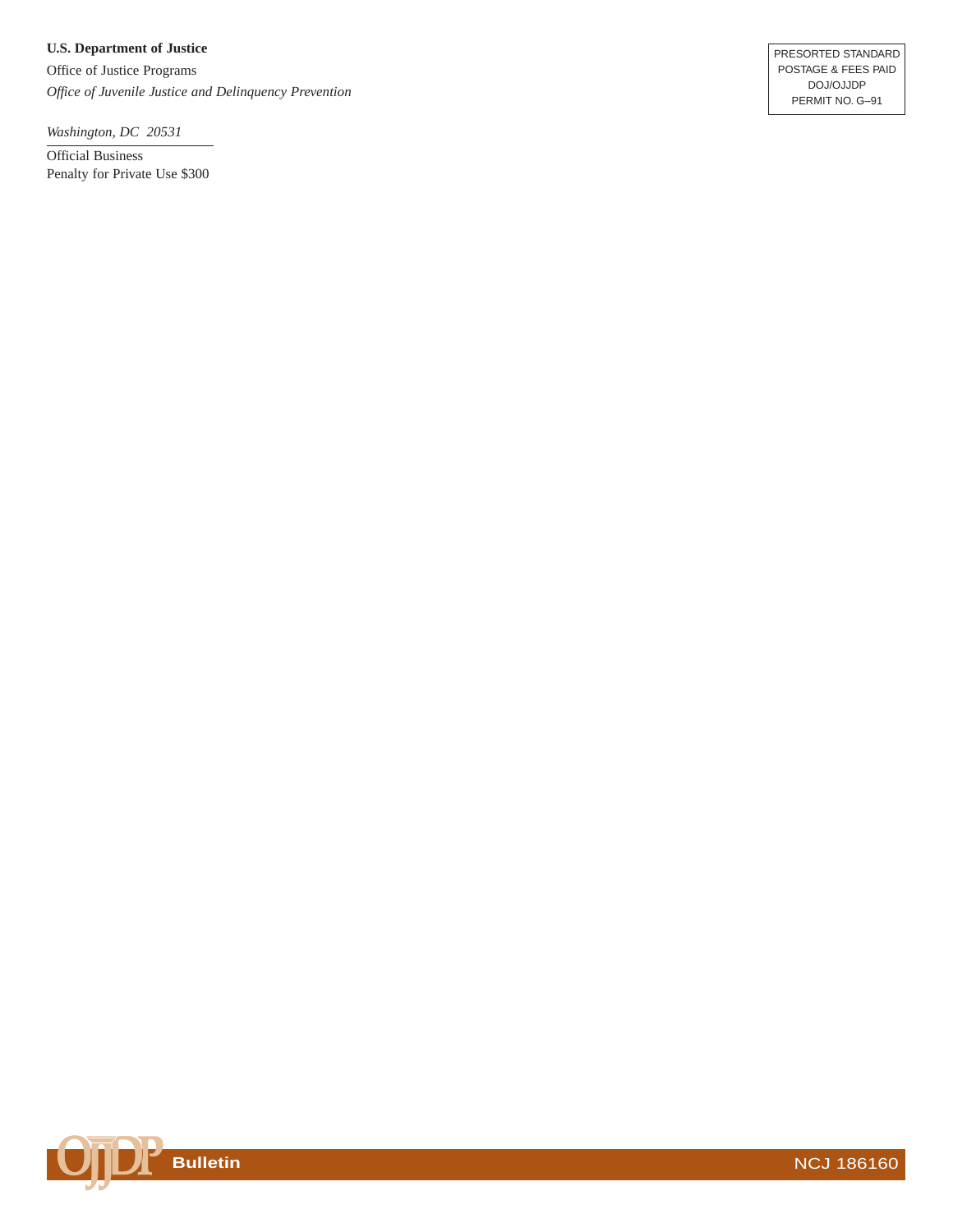**U.S. Department of Justice**

Office of Justice Programs

*Office of Juvenile Justice and Delinquency Prevention*

*Washington, DC 20531*

Official Business

Penalty for Private Use $300

PRESORTED STANDARD
POSTAGE & FEES PAID
DOJ/OJJDP
PERMIT NO. G–91

OJJDP **Bulletin** NCJ 186160